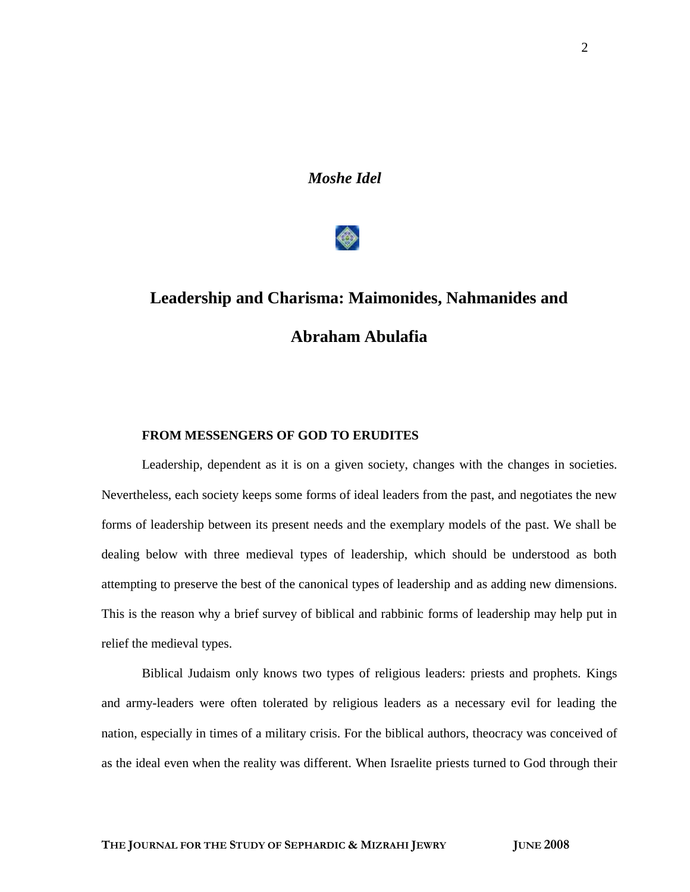*Moshe Idel*

# Leadership and Charisma: Maimonides, Nahmanides and Abraham Abulafia

## FROM MESSENGERS OF GOD TO ERUDITES

Leadership, dependent as it is on a given society, changes with the changes in societies. Nevertheless, each society keeps some forms of ideal leaders from the past, and negotiates the new forms of leadership between its present needs and the exemplary models of the past. We shall be dealing below with three medieval types of leadership, which should be understood as both attempting to preserve the best of the canonical types of leadership and as adding new dimensions. This is the reason why a brief survey of biblical and rabbinic forms of leadership may help put in relief the medieval types.

Biblical Judaism only knows two types of religious leaders: priests and prophets. Kings and army-leaders were often tolerated by religious leaders as a necessary evil for leading the nation, especially in times of a military crisis. For the biblical authors, theocracy was conceived of as the ideal even when the reality was different. When Israelite priests turned to God through their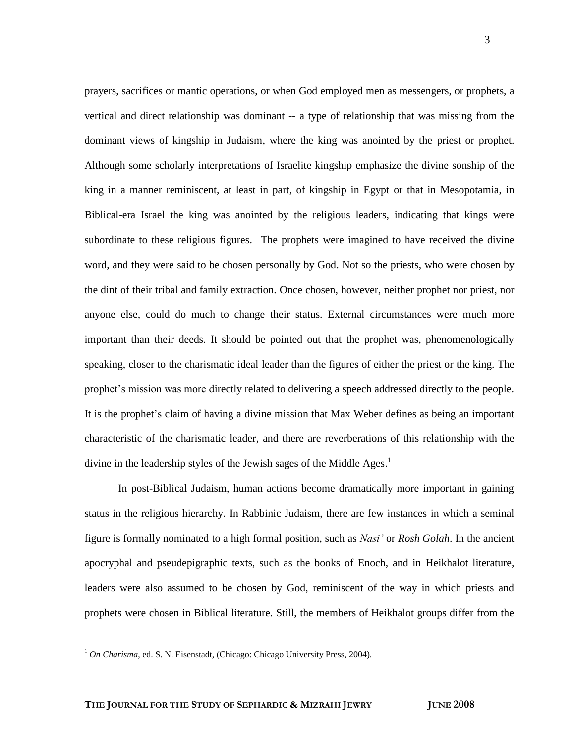prayers, sacrifices or mantic operations, or when God employed men as messengers, or prophets, a vertical and direct relationship was dominant -- a type of relationship that was missing from the dominant views of kingship in Judaism, where the king was anointed by the priest or prophet. Although some scholarly interpretations of Israelite kingship emphasize the divine sonship of the king in a manner reminiscent, at least in part, of kingship in Egypt or that in Mesopotamia, in Biblical-era Israel the king was anointed by the religious leaders, indicating that kings were subordinate to these religious figures. The prophets were imagined to have received the divine word, and they were said to be chosen personally by God. Not so the priests, who were chosen by the dint of their tribal and family extraction. Once chosen, however, neither prophet nor priest, nor anyone else, could do much to change their status. External circumstances were much more important than their deeds. It should be pointed out that the prophet was, phenomenologically speaking, closer to the charismatic ideal leader than the figures of either the priest or the king. The prophet's mission was more directly related to delivering a speech addressed directly to the people. It is the prophet's claim of having a divine mission that Max Weber defines as being an important characteristic of the charismatic leader, and there are reverberations of this relationship with the divine in the leadership styles of the Jewish sages of the Middle Ages.[1]

In post-Biblical Judaism, human actions become dramatically more important in gaining status in the religious hierarchy. In Rabbinic Judaism, there are few instances in which a seminal figure is formally nominated to a high formal position, such as *Nasi'* or *Rosh Golah*. In the ancient apocryphal and pseudepigraphic texts, such as the books of Enoch, and in Heikhalot literature, leaders were also assumed to be chosen by God, reminiscent of the way in which priests and prophets were chosen in Biblical literature. Still, the members of Heikhalot groups differ from the

[1] *On Charisma*, ed. S. N. Eisenstadt, (Chicago: Chicago University Press, 2004).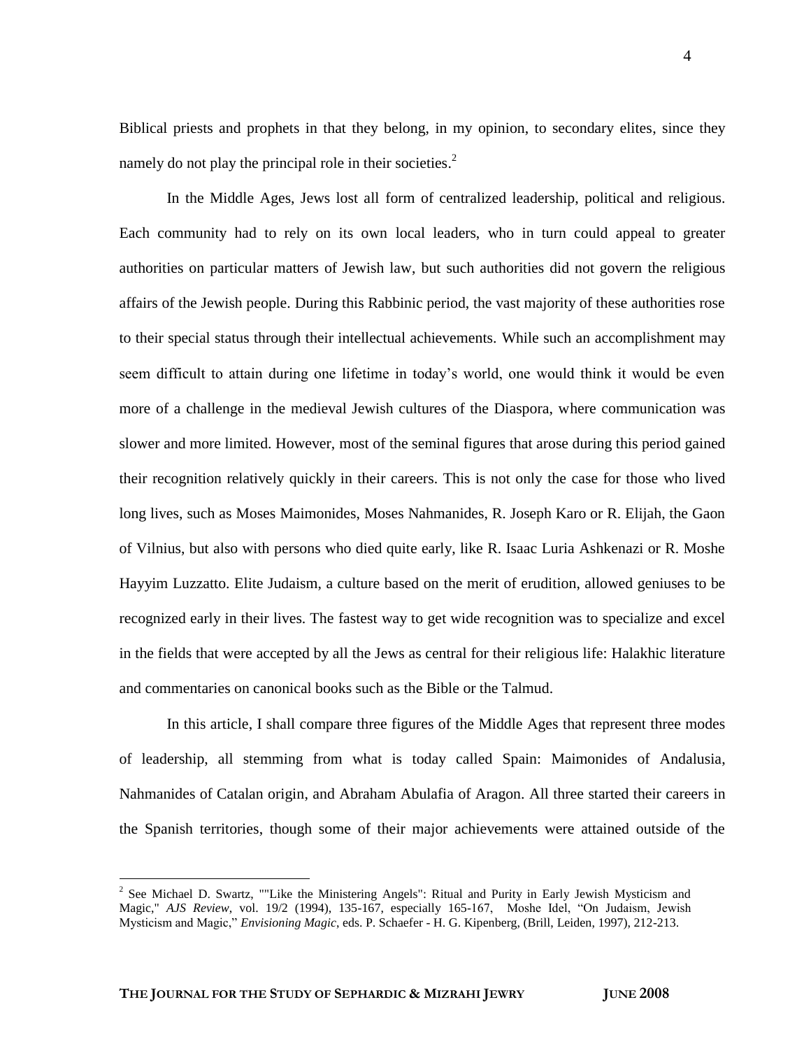Biblical priests and prophets in that they belong, in my opinion, to secondary elites, since they namely do not play the principal role in their societies.[2]

In the Middle Ages, Jews lost all form of centralized leadership, political and religious. Each community had to rely on its own local leaders, who in turn could appeal to greater authorities on particular matters of Jewish law, but such authorities did not govern the religious affairs of the Jewish people. During this Rabbinic period, the vast majority of these authorities rose to their special status through their intellectual achievements. While such an accomplishment may seem difficult to attain during one lifetime in today's world, one would think it would be even more of a challenge in the medieval Jewish cultures of the Diaspora, where communication was slower and more limited. However, most of the seminal figures that arose during this period gained their recognition relatively quickly in their careers. This is not only the case for those who lived long lives, such as Moses Maimonides, Moses Nahmanides, R. Joseph Karo or R. Elijah, the Gaon of Vilnius, but also with persons who died quite early, like R. Isaac Luria Ashkenazi or R. Moshe Hayyim Luzzatto. Elite Judaism, a culture based on the merit of erudition, allowed geniuses to be recognized early in their lives. The fastest way to get wide recognition was to specialize and excel in the fields that were accepted by all the Jews as central for their religious life: Halakhic literature and commentaries on canonical books such as the Bible or the Talmud.

In this article, I shall compare three figures of the Middle Ages that represent three modes of leadership, all stemming from what is today called Spain: Maimonides of Andalusia, Nahmanides of Catalan origin, and Abraham Abulafia of Aragon. All three started their careers in the Spanish territories, though some of their major achievements were attained outside of the

---

[2] See Michael D. Swartz, ""Like the Ministering Angels": Ritual and Purity in Early Jewish Mysticism and Magic," *AJS Review*, vol. 19/2 (1994), 135-167, especially 165-167, Moshe Idel, "On Judaism, Jewish Mysticism and Magic," *Envisioning Magic*, eds. P. Schaefer - H. G. Kipenberg, (Brill, Leiden, 1997), 212-213.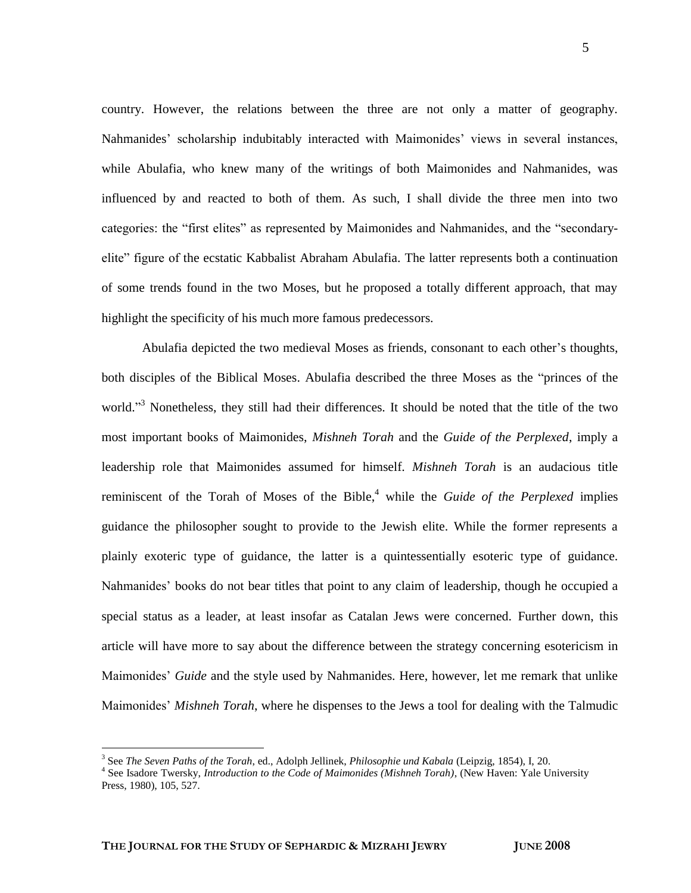country. However, the relations between the three are not only a matter of geography. Nahmanides' scholarship indubitably interacted with Maimonides' views in several instances, while Abulafia, who knew many of the writings of both Maimonides and Nahmanides, was influenced by and reacted to both of them. As such, I shall divide the three men into two categories: the "first elites" as represented by Maimonides and Nahmanides, and the "secondary-elite" figure of the ecstatic Kabbalist Abraham Abulafia. The latter represents both a continuation of some trends found in the two Moses, but he proposed a totally different approach, that may highlight the specificity of his much more famous predecessors.

Abulafia depicted the two medieval Moses as friends, consonant to each other's thoughts, both disciples of the Biblical Moses. Abulafia described the three Moses as the "princes of the world."[3] Nonetheless, they still had their differences. It should be noted that the title of the two most important books of Maimonides, *Mishneh Torah* and the *Guide of the Perplexed*, imply a leadership role that Maimonides assumed for himself. *Mishneh Torah* is an audacious title reminiscent of the Torah of Moses of the Bible,[4] while the *Guide of the Perplexed* implies guidance the philosopher sought to provide to the Jewish elite. While the former represents a plainly exoteric type of guidance, the latter is a quintessentially esoteric type of guidance. Nahmanides' books do not bear titles that point to any claim of leadership, though he occupied a special status as a leader, at least insofar as Catalan Jews were concerned. Further down, this article will have more to say about the difference between the strategy concerning esotericism in Maimonides' *Guide* and the style used by Nahmanides. Here, however, let me remark that unlike Maimonides' *Mishneh Torah*, where he dispenses to the Jews a tool for dealing with the Talmudic

---

[3] See *The Seven Paths of the Torah*, ed., Adolph Jellinek, *Philosophie und Kabala* (Leipzig, 1854), I, 20.

[4] See Isadore Twersky, *Introduction to the Code of Maimonides (Mishneh Torah)*, (New Haven: Yale University Press, 1980), 105, 527.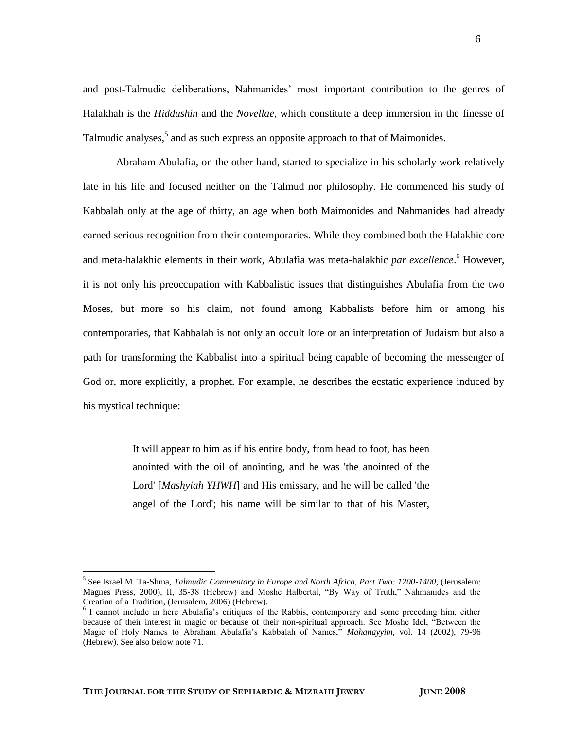and post-Talmudic deliberations, Nahmanides' most important contribution to the genres of Halakhah is the *Hiddushin* and the *Novellae,* which constitute a deep immersion in the finesse of Talmudic analyses,[5] and as such express an opposite approach to that of Maimonides.

Abraham Abulafia, on the other hand, started to specialize in his scholarly work relatively late in his life and focused neither on the Talmud nor philosophy. He commenced his study of Kabbalah only at the age of thirty, an age when both Maimonides and Nahmanides had already earned serious recognition from their contemporaries. While they combined both the Halakhic core and meta-halakhic elements in their work, Abulafia was meta-halakhic *par excellence*.[6] However, it is not only his preoccupation with Kabbalistic issues that distinguishes Abulafia from the two Moses, but more so his claim, not found among Kabbalists before him or among his contemporaries, that Kabbalah is not only an occult lore or an interpretation of Judaism but also a path for transforming the Kabbalist into a spiritual being capable of becoming the messenger of God or, more explicitly, a prophet. For example, he describes the ecstatic experience induced by his mystical technique:

> It will appear to him as if his entire body, from head to foot, has been anointed with the oil of anointing, and he was 'the anointed of the Lord' [*Mashyiah YHWH*] and His emissary, and he will be called 'the angel of the Lord'; his name will be similar to that of his Master,

---

[5] See Israel M. Ta-Shma, *Talmudic Commentary in Europe and North Africa, Part Two: 1200-1400*, (Jerusalem: Magnes Press, 2000), II, 35-38 (Hebrew) and Moshe Halbertal, "By Way of Truth," Nahmanides and the Creation of a Tradition, (Jerusalem, 2006) (Hebrew).

[6] I cannot include in here Abulafia's critiques of the Rabbis, contemporary and some preceding him, either because of their interest in magic or because of their non-spiritual approach. See Moshe Idel, "Between the Magic of Holy Names to Abraham Abulafia's Kabbalah of Names," *Mahanayyim*, vol. 14 (2002), 79-96 (Hebrew). See also below note 71.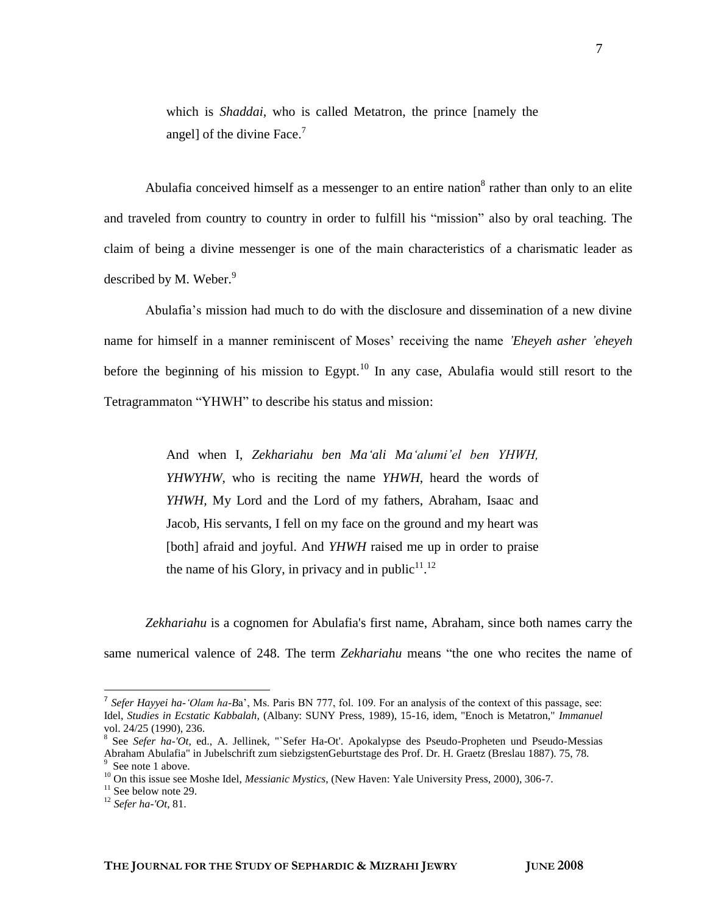> which is *Shaddai*, who is called Metatron, the prince [namely the angel] of the divine Face.[7]

Abulafia conceived himself as a messenger to an entire nation[8] rather than only to an elite and traveled from country to country in order to fulfill his "mission" also by oral teaching. The claim of being a divine messenger is one of the main characteristics of a charismatic leader as described by M. Weber.[9]

Abulafia's mission had much to do with the disclosure and dissemination of a new divine name for himself in a manner reminiscent of Moses' receiving the name *'Eheyeh asher 'eheyeh* before the beginning of his mission to Egypt.[10] In any case, Abulafia would still resort to the Tetragrammaton "YHWH" to describe his status and mission:

> And when I, *Zekhariahu ben Ma'ali Ma'alumi'el ben YHWH, YHWYHW*, who is reciting the name *YHWH*, heard the words of *YHWH*, My Lord and the Lord of my fathers, Abraham, Isaac and Jacob, His servants, I fell on my face on the ground and my heart was [both] afraid and joyful. And *YHWH* raised me up in order to praise the name of his Glory, in privacy and in public[11].[12]

*Zekhariahu* is a cognomen for Abulafia's first name, Abraham, since both names carry the same numerical valence of 248. The term *Zekhariahu* means "the one who recites the name of

---

[7] *Sefer Hayyei ha-'Olam ha-Ba'*, Ms. Paris BN 777, fol. 109. For an analysis of the context of this passage, see: Idel, *Studies in Ecstatic Kabbalah*, (Albany: SUNY Press, 1989), 15-16, idem, "Enoch is Metatron," *Immanuel* vol. 24/25 (1990), 236.

[8] See *Sefer ha-'Ot*, ed., A. Jellinek, "`Sefer Ha-Ot'. Apokalypse des Pseudo-Propheten und Pseudo-Messias Abraham Abulafia" in Jubelschrift zum siebzigstenGeburtstage des Prof. Dr. H. Graetz (Breslau 1887). 75, 78.

[9] See note 1 above.

[10] On this issue see Moshe Idel, *Messianic Mystics*, (New Haven: Yale University Press, 2000), 306-7.

[11] See below note 29.

[12] *Sefer ha-'Ot*, 81.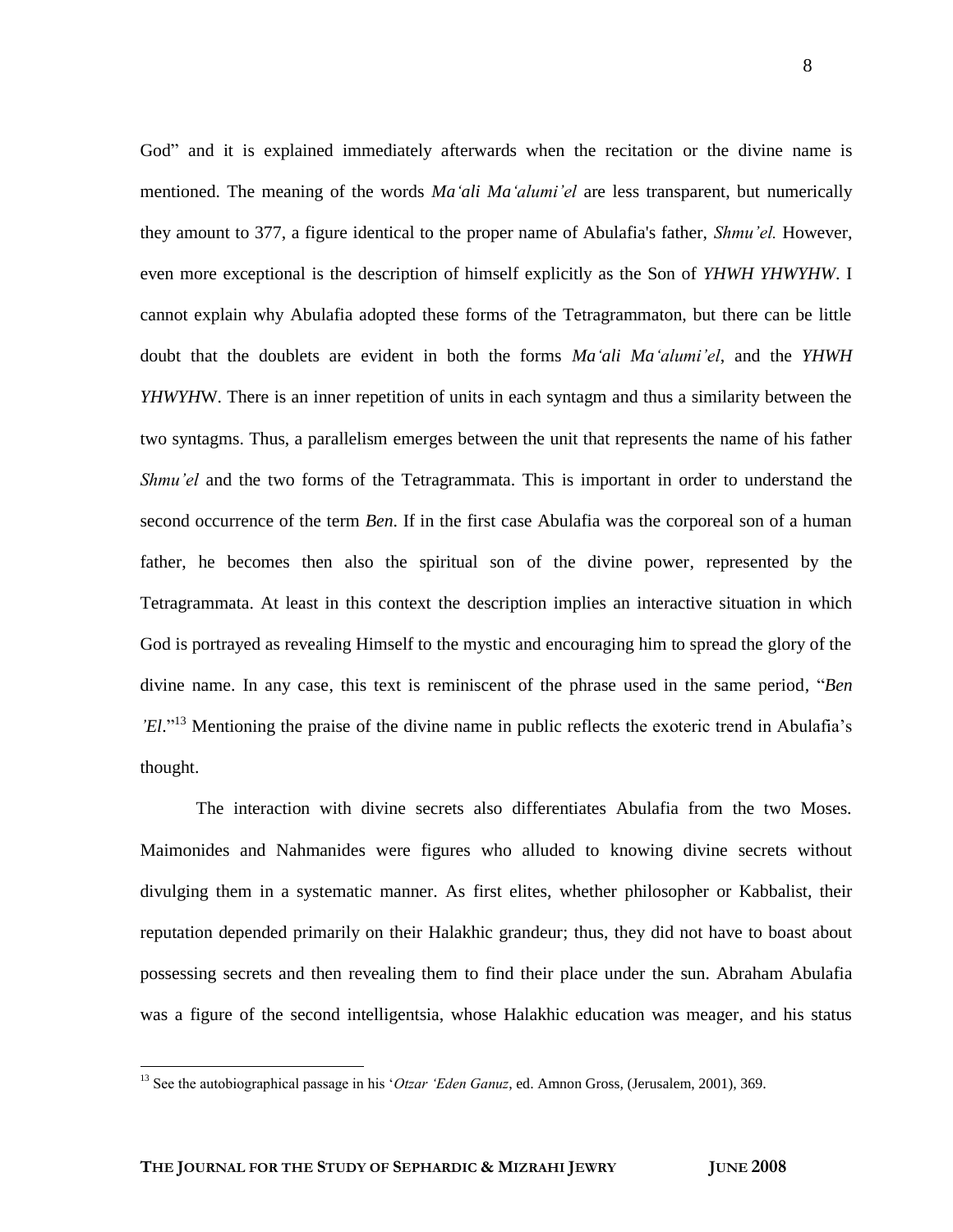God" and it is explained immediately afterwards when the recitation or the divine name is mentioned. The meaning of the words *Ma'ali Ma'alumi'el* are less transparent, but numerically they amount to 377, a figure identical to the proper name of Abulafia's father, *Shmu'el.* However, even more exceptional is the description of himself explicitly as the Son of *YHWH YHWYHW*. I cannot explain why Abulafia adopted these forms of the Tetragrammaton, but there can be little doubt that the doublets are evident in both the forms *Ma'ali Ma'alumi'el*, and the *YHWH YHWYH*W. There is an inner repetition of units in each syntagm and thus a similarity between the two syntagms. Thus, a parallelism emerges between the unit that represents the name of his father *Shmu'el* and the two forms of the Tetragrammata. This is important in order to understand the second occurrence of the term *Ben.* If in the first case Abulafia was the corporeal son of a human father, he becomes then also the spiritual son of the divine power, represented by the Tetragrammata. At least in this context the description implies an interactive situation in which God is portrayed as revealing Himself to the mystic and encouraging him to spread the glory of the divine name. In any case, this text is reminiscent of the phrase used in the same period, "*Ben 'El*."[13] Mentioning the praise of the divine name in public reflects the exoteric trend in Abulafia's thought.

The interaction with divine secrets also differentiates Abulafia from the two Moses. Maimonides and Nahmanides were figures who alluded to knowing divine secrets without divulging them in a systematic manner. As first elites, whether philosopher or Kabbalist, their reputation depended primarily on their Halakhic grandeur; thus, they did not have to boast about possessing secrets and then revealing them to find their place under the sun. Abraham Abulafia was a figure of the second intelligentsia, whose Halakhic education was meager, and his status

[13] See the autobiographical passage in his '*Otzar 'Eden Ganuz*, ed. Amnon Gross, (Jerusalem, 2001), 369.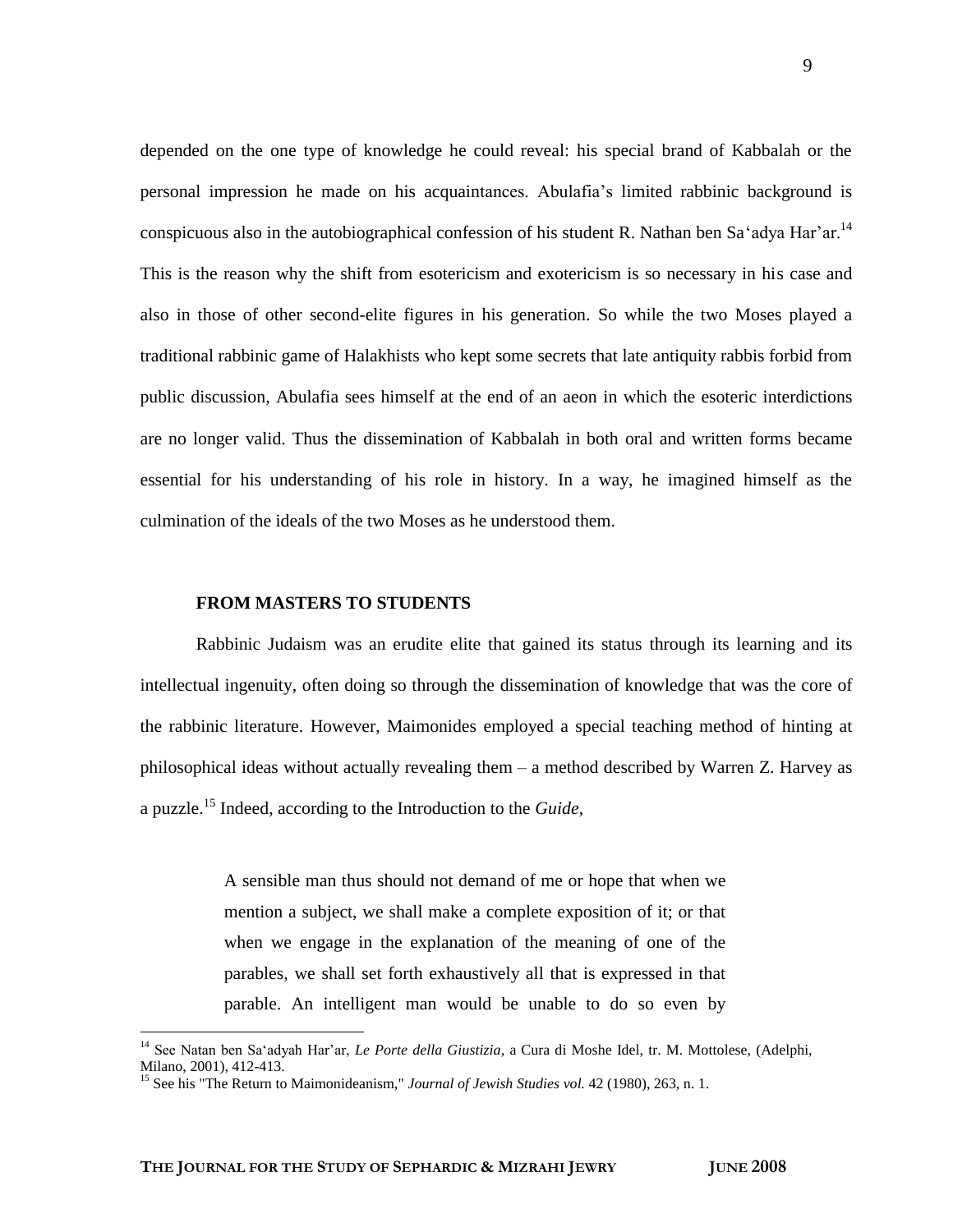depended on the one type of knowledge he could reveal: his special brand of Kabbalah or the personal impression he made on his acquaintances. Abulafia's limited rabbinic background is conspicuous also in the autobiographical confession of his student R. Nathan ben Sa'adya Har'ar.[14] This is the reason why the shift from esotericism and exotericism is so necessary in his case and also in those of other second-elite figures in his generation. So while the two Moses played a traditional rabbinic game of Halakhists who kept some secrets that late antiquity rabbis forbid from public discussion, Abulafia sees himself at the end of an aeon in which the esoteric interdictions are no longer valid. Thus the dissemination of Kabbalah in both oral and written forms became essential for his understanding of his role in history. In a way, he imagined himself as the culmination of the ideals of the two Moses as he understood them.

### FROM MASTERS TO STUDENTS

Rabbinic Judaism was an erudite elite that gained its status through its learning and its intellectual ingenuity, often doing so through the dissemination of knowledge that was the core of the rabbinic literature. However, Maimonides employed a special teaching method of hinting at philosophical ideas without actually revealing them – a method described by Warren Z. Harvey as a puzzle.[15] Indeed, according to the Introduction to the *Guide*,

> A sensible man thus should not demand of me or hope that when we mention a subject, we shall make a complete exposition of it; or that when we engage in the explanation of the meaning of one of the parables, we shall set forth exhaustively all that is expressed in that parable. An intelligent man would be unable to do so even by

---

[14] See Natan ben Sa'adyah Har'ar, *Le Porte della Giustizia*, a Cura di Moshe Idel, tr. M. Mottolese, (Adelphi, Milano, 2001), 412-413.

[15] See his "The Return to Maimonideanism," *Journal of Jewish Studies vol.* 42 (1980), 263, n. 1.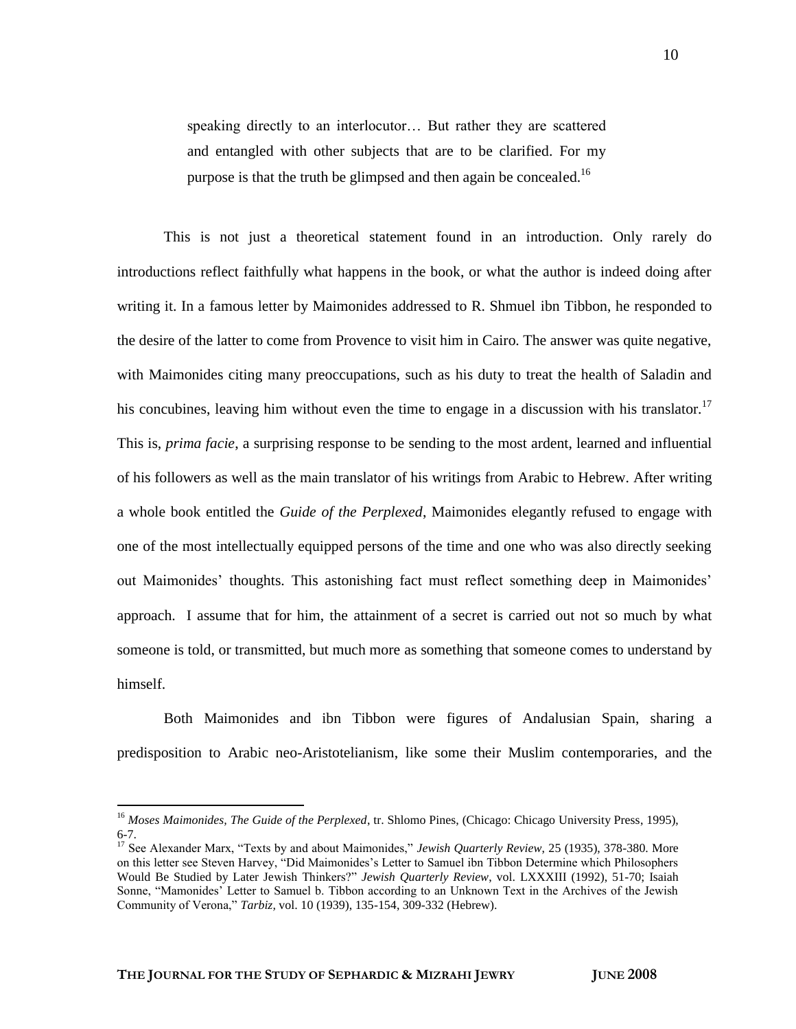> speaking directly to an interlocutor… But rather they are scattered and entangled with other subjects that are to be clarified. For my purpose is that the truth be glimpsed and then again be concealed.[16]

This is not just a theoretical statement found in an introduction. Only rarely do introductions reflect faithfully what happens in the book, or what the author is indeed doing after writing it. In a famous letter by Maimonides addressed to R. Shmuel ibn Tibbon, he responded to the desire of the latter to come from Provence to visit him in Cairo. The answer was quite negative, with Maimonides citing many preoccupations, such as his duty to treat the health of Saladin and his concubines, leaving him without even the time to engage in a discussion with his translator.[17] This is, *prima facie*, a surprising response to be sending to the most ardent, learned and influential of his followers as well as the main translator of his writings from Arabic to Hebrew. After writing a whole book entitled the *Guide of the Perplexed*, Maimonides elegantly refused to engage with one of the most intellectually equipped persons of the time and one who was also directly seeking out Maimonides' thoughts. This astonishing fact must reflect something deep in Maimonides' approach. I assume that for him, the attainment of a secret is carried out not so much by what someone is told, or transmitted, but much more as something that someone comes to understand by himself.

Both Maimonides and ibn Tibbon were figures of Andalusian Spain, sharing a predisposition to Arabic neo-Aristotelianism, like some their Muslim contemporaries, and the

---

[16] *Moses Maimonides, The Guide of the Perplexed*, tr. Shlomo Pines, (Chicago: Chicago University Press, 1995), 6-7.

[17] See Alexander Marx, "Texts by and about Maimonides," *Jewish Quarterly Review*, 25 (1935), 378-380. More on this letter see Steven Harvey, "Did Maimonides's Letter to Samuel ibn Tibbon Determine which Philosophers Would Be Studied by Later Jewish Thinkers?" *Jewish Quarterly Review*, vol. LXXXIII (1992), 51-70; Isaiah Sonne, "Mamonides' Letter to Samuel b. Tibbon according to an Unknown Text in the Archives of the Jewish Community of Verona," *Tarbiz,* vol. 10 (1939), 135-154, 309-332 (Hebrew).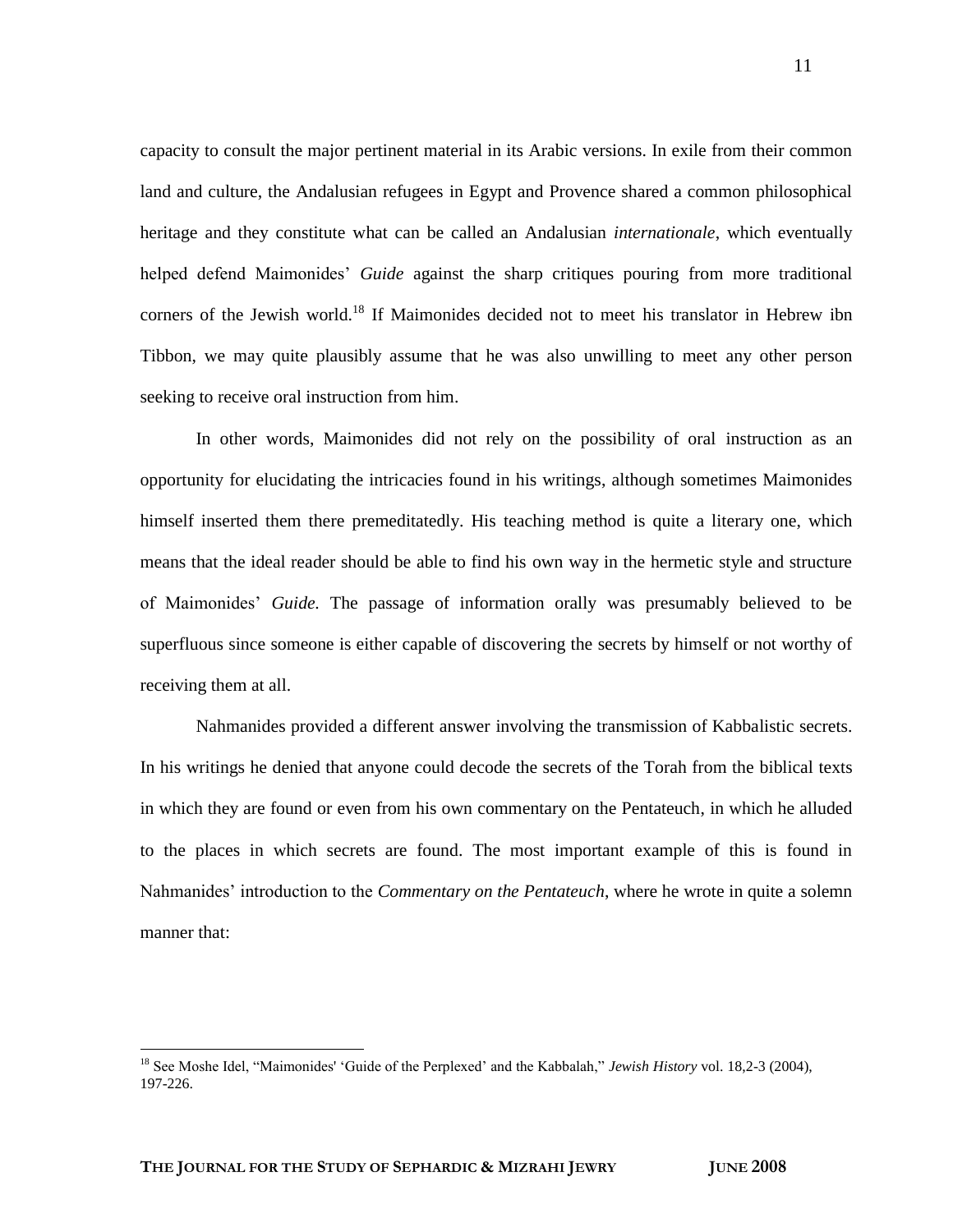capacity to consult the major pertinent material in its Arabic versions. In exile from their common land and culture, the Andalusian refugees in Egypt and Provence shared a common philosophical heritage and they constitute what can be called an Andalusian *internationale*, which eventually helped defend Maimonides' *Guide* against the sharp critiques pouring from more traditional corners of the Jewish world.[18] If Maimonides decided not to meet his translator in Hebrew ibn Tibbon, we may quite plausibly assume that he was also unwilling to meet any other person seeking to receive oral instruction from him.

In other words, Maimonides did not rely on the possibility of oral instruction as an opportunity for elucidating the intricacies found in his writings, although sometimes Maimonides himself inserted them there premeditatedly. His teaching method is quite a literary one, which means that the ideal reader should be able to find his own way in the hermetic style and structure of Maimonides' *Guide.* The passage of information orally was presumably believed to be superfluous since someone is either capable of discovering the secrets by himself or not worthy of receiving them at all.

Nahmanides provided a different answer involving the transmission of Kabbalistic secrets. In his writings he denied that anyone could decode the secrets of the Torah from the biblical texts in which they are found or even from his own commentary on the Pentateuch, in which he alluded to the places in which secrets are found. The most important example of this is found in Nahmanides' introduction to the *Commentary on the Pentateuch*, where he wrote in quite a solemn manner that:

---

[18] See Moshe Idel, "Maimonides' 'Guide of the Perplexed' and the Kabbalah," *Jewish History* vol. 18,2-3 (2004), 197-226.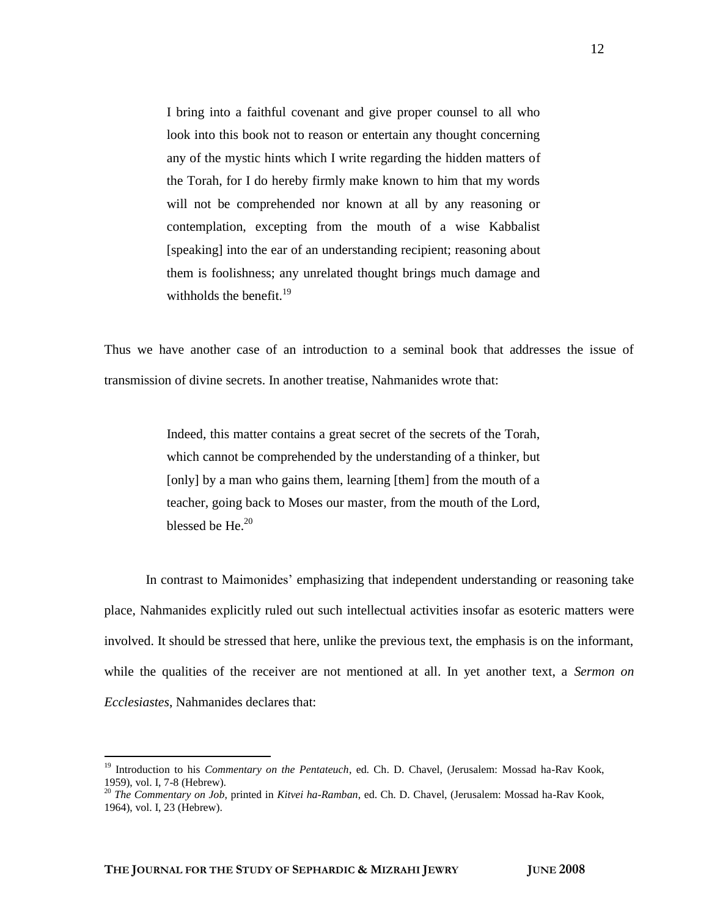> I bring into a faithful covenant and give proper counsel to all who look into this book not to reason or entertain any thought concerning any of the mystic hints which I write regarding the hidden matters of the Torah, for I do hereby firmly make known to him that my words will not be comprehended nor known at all by any reasoning or contemplation, excepting from the mouth of a wise Kabbalist [speaking] into the ear of an understanding recipient; reasoning about them is foolishness; any unrelated thought brings much damage and withholds the benefit.[19]

Thus we have another case of an introduction to a seminal book that addresses the issue of transmission of divine secrets. In another treatise, Nahmanides wrote that:

> Indeed, this matter contains a great secret of the secrets of the Torah, which cannot be comprehended by the understanding of a thinker, but [only] by a man who gains them, learning [them] from the mouth of a teacher, going back to Moses our master, from the mouth of the Lord, blessed be He.[20]

In contrast to Maimonides' emphasizing that independent understanding or reasoning take place, Nahmanides explicitly ruled out such intellectual activities insofar as esoteric matters were involved. It should be stressed that here, unlike the previous text, the emphasis is on the informant, while the qualities of the receiver are not mentioned at all. In yet another text, a *Sermon on Ecclesiastes*, Nahmanides declares that:

---

[19] Introduction to his *Commentary on the Pentateuch*, ed. Ch. D. Chavel, (Jerusalem: Mossad ha-Rav Kook, 1959), vol. I, 7-8 (Hebrew).

[20] *The Commentary on Job*, printed in *Kitvei ha-Ramban*, ed. Ch. D. Chavel, (Jerusalem: Mossad ha-Rav Kook, 1964), vol. I, 23 (Hebrew).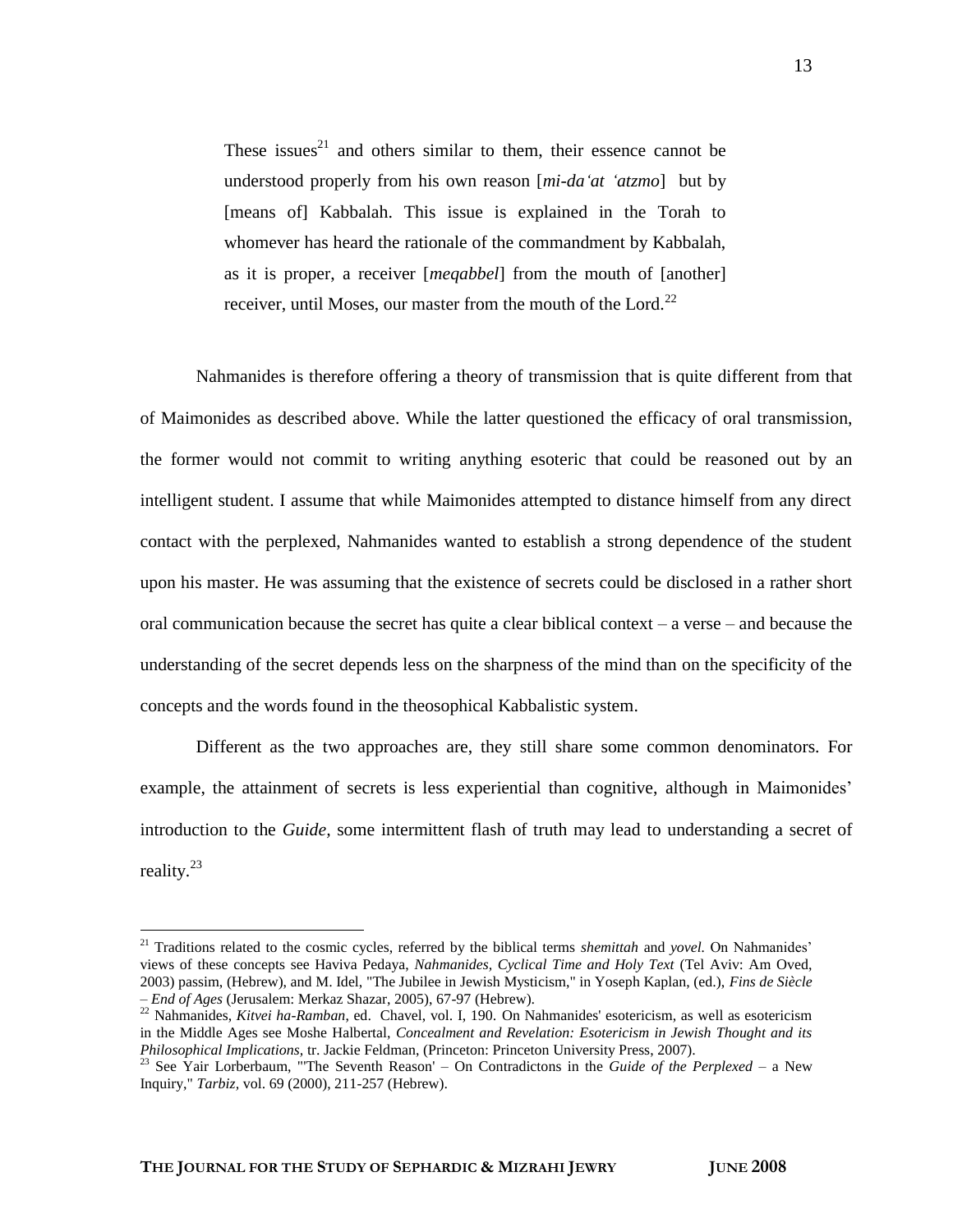> These issues[21] and others similar to them, their essence cannot be understood properly from his own reason [*mi-da'at 'atzmo*] but by [means of] Kabbalah. This issue is explained in the Torah to whomever has heard the rationale of the commandment by Kabbalah, as it is proper, a receiver [*meqabbel*] from the mouth of [another] receiver, until Moses, our master from the mouth of the Lord.[22]

Nahmanides is therefore offering a theory of transmission that is quite different from that of Maimonides as described above. While the latter questioned the efficacy of oral transmission, the former would not commit to writing anything esoteric that could be reasoned out by an intelligent student. I assume that while Maimonides attempted to distance himself from any direct contact with the perplexed, Nahmanides wanted to establish a strong dependence of the student upon his master. He was assuming that the existence of secrets could be disclosed in a rather short oral communication because the secret has quite a clear biblical context – a verse – and because the understanding of the secret depends less on the sharpness of the mind than on the specificity of the concepts and the words found in the theosophical Kabbalistic system.

Different as the two approaches are, they still share some common denominators. For example, the attainment of secrets is less experiential than cognitive, although in Maimonides' introduction to the *Guide,* some intermittent flash of truth may lead to understanding a secret of reality.[23]

---

[21] Traditions related to the cosmic cycles, referred by the biblical terms *shemittah* and *yovel.* On Nahmanides' views of these concepts see Haviva Pedaya, *Nahmanides, Cyclical Time and Holy Text* (Tel Aviv: Am Oved, 2003) passim, (Hebrew), and M. Idel, "The Jubilee in Jewish Mysticism," in Yoseph Kaplan, (ed.), *Fins de Siècle – End of Ages* (Jerusalem: Merkaz Shazar, 2005), 67-97 (Hebrew).

[22] Nahmanides, *Kitvei ha-Ramban*, ed. Chavel, vol. I, 190. On Nahmanides' esotericism, as well as esotericism in the Middle Ages see Moshe Halbertal, *Concealment and Revelation: Esotericism in Jewish Thought and its Philosophical Implications*, tr. Jackie Feldman, (Princeton: Princeton University Press, 2007).

[23] See Yair Lorberbaum, "'The Seventh Reason' – On Contradictons in the *Guide of the Perplexed* – a New Inquiry," *Tarbiz*, vol. 69 (2000), 211-257 (Hebrew).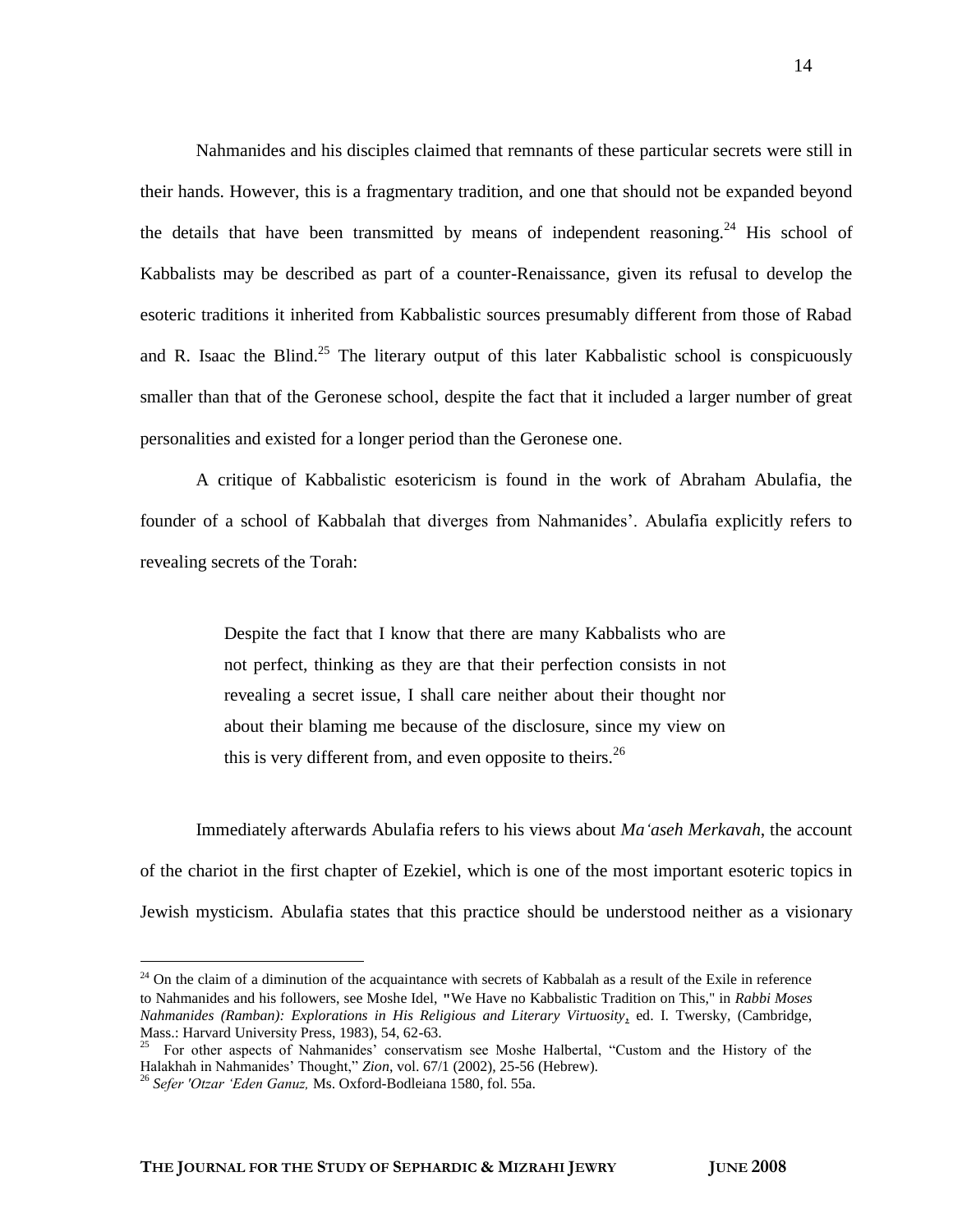Nahmanides and his disciples claimed that remnants of these particular secrets were still in their hands. However, this is a fragmentary tradition, and one that should not be expanded beyond the details that have been transmitted by means of independent reasoning.[24] His school of Kabbalists may be described as part of a counter-Renaissance, given its refusal to develop the esoteric traditions it inherited from Kabbalistic sources presumably different from those of Rabad and R. Isaac the Blind.[25] The literary output of this later Kabbalistic school is conspicuously smaller than that of the Geronese school, despite the fact that it included a larger number of great personalities and existed for a longer period than the Geronese one.

A critique of Kabbalistic esotericism is found in the work of Abraham Abulafia, the founder of a school of Kabbalah that diverges from Nahmanides'. Abulafia explicitly refers to revealing secrets of the Torah:

> Despite the fact that I know that there are many Kabbalists who are not perfect, thinking as they are that their perfection consists in not revealing a secret issue, I shall care neither about their thought nor about their blaming me because of the disclosure, since my view on this is very different from, and even opposite to theirs.[26]

Immediately afterwards Abulafia refers to his views about *Ma'aseh Merkavah*, the account of the chariot in the first chapter of Ezekiel, which is one of the most important esoteric topics in Jewish mysticism. Abulafia states that this practice should be understood neither as a visionary

---

[24] On the claim of a diminution of the acquaintance with secrets of Kabbalah as a result of the Exile in reference to Nahmanides and his followers, see Moshe Idel, "We Have no Kabbalistic Tradition on This," in *Rabbi Moses Nahmanides (Ramban): Explorations in His Religious and Literary Virtuosity*, ed. I. Twersky, (Cambridge, Mass.: Harvard University Press, 1983), 54, 62-63.

[25] For other aspects of Nahmanides' conservatism see Moshe Halbertal, "Custom and the History of the Halakhah in Nahmanides' Thought," *Zion*, vol. 67/1 (2002), 25-56 (Hebrew).

[26] *Sefer 'Otzar 'Eden Ganuz,* Ms. Oxford-Bodleiana 1580, fol. 55a.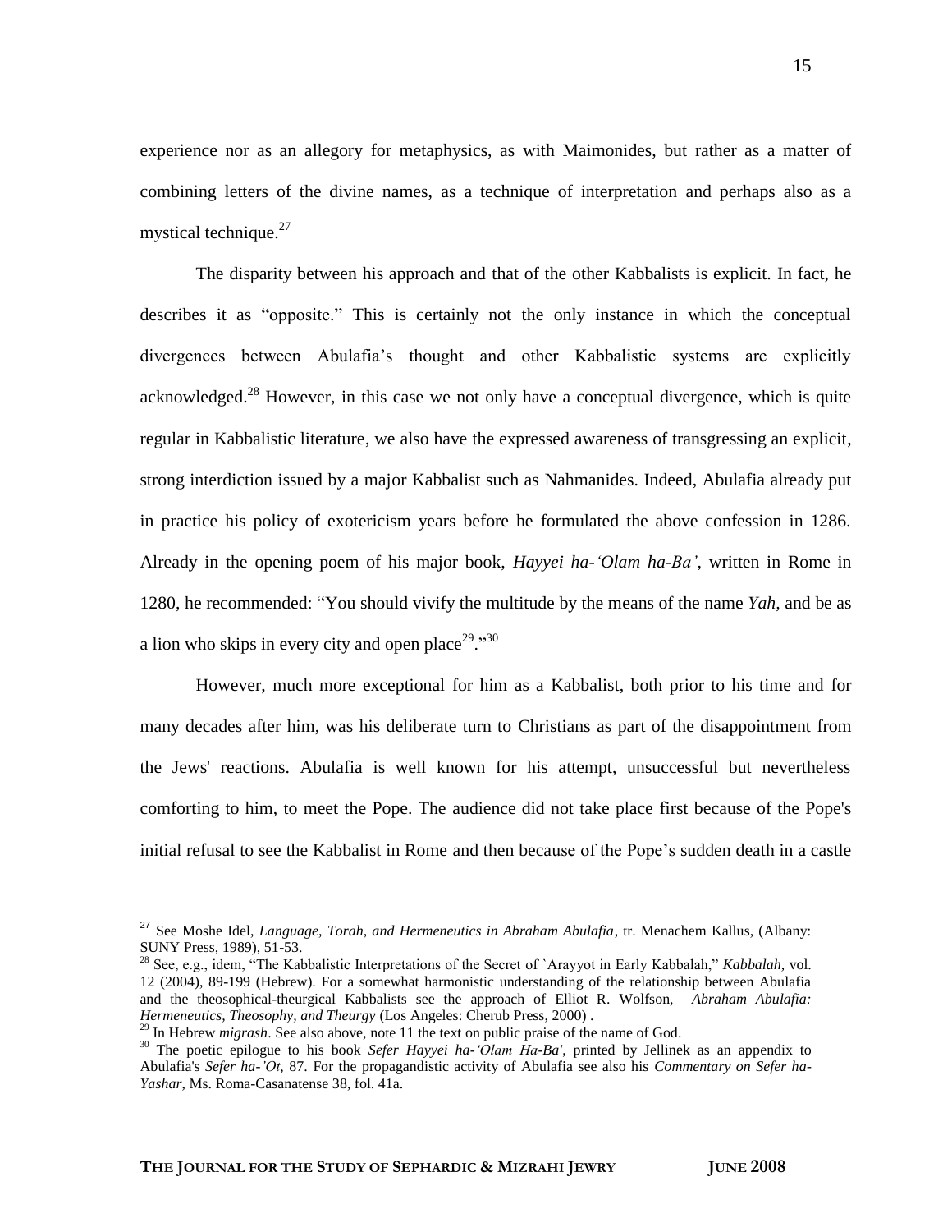experience nor as an allegory for metaphysics, as with Maimonides, but rather as a matter of combining letters of the divine names, as a technique of interpretation and perhaps also as a mystical technique.[27]

The disparity between his approach and that of the other Kabbalists is explicit. In fact, he describes it as "opposite." This is certainly not the only instance in which the conceptual divergences between Abulafia's thought and other Kabbalistic systems are explicitly acknowledged.[28] However, in this case we not only have a conceptual divergence, which is quite regular in Kabbalistic literature, we also have the expressed awareness of transgressing an explicit, strong interdiction issued by a major Kabbalist such as Nahmanides. Indeed, Abulafia already put in practice his policy of exotericism years before he formulated the above confession in 1286. Already in the opening poem of his major book, *Hayyei ha-'Olam ha-Ba'*, written in Rome in 1280, he recommended: "You should vivify the multitude by the means of the name *Yah*, and be as a lion who skips in every city and open place[29]."[30]

However, much more exceptional for him as a Kabbalist, both prior to his time and for many decades after him, was his deliberate turn to Christians as part of the disappointment from the Jews' reactions. Abulafia is well known for his attempt, unsuccessful but nevertheless comforting to him, to meet the Pope. The audience did not take place first because of the Pope's initial refusal to see the Kabbalist in Rome and then because of the Pope's sudden death in a castle

---

[27] See Moshe Idel, *Language, Torah, and Hermeneutics in Abraham Abulafia*, tr. Menachem Kallus, (Albany: SUNY Press, 1989), 51-53.

[28] See, e.g., idem, "The Kabbalistic Interpretations of the Secret of `Arayyot in Early Kabbalah," *Kabbalah,* vol. 12 (2004), 89-199 (Hebrew). For a somewhat harmonistic understanding of the relationship between Abulafia and the theosophical-theurgical Kabbalists see the approach of Elliot R. Wolfson, *Abraham Abulafia: Hermeneutics, Theosophy, and Theurgy* (Los Angeles: Cherub Press, 2000) .

[29] In Hebrew *migrash*. See also above, note 11 the text on public praise of the name of God.

[30] The poetic epilogue to his book *Sefer Hayyei ha-'Olam Ha-Ba'*, printed by Jellinek as an appendix to Abulafia's *Sefer ha-'Ot*, 87. For the propagandistic activity of Abulafia see also his *Commentary on Sefer ha-Yashar*, Ms. Roma-Casanatense 38, fol. 41a.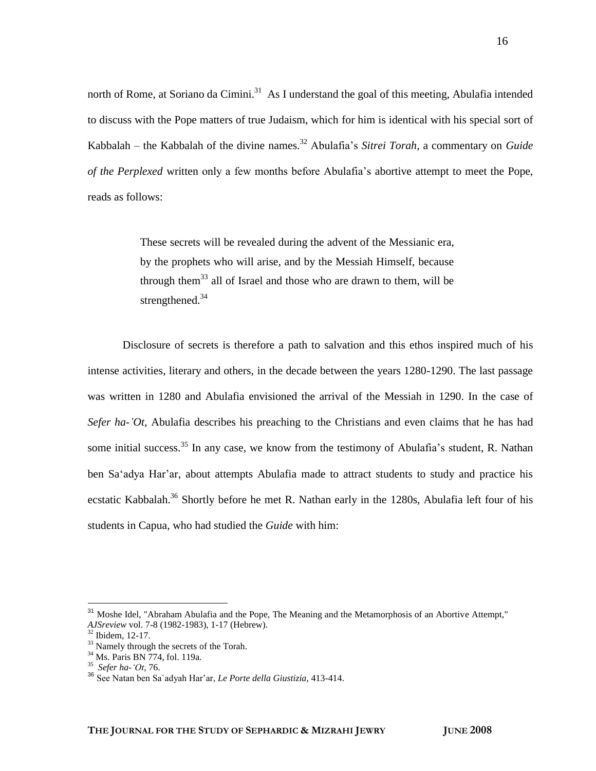north of Rome, at Soriano da Cimini.[31] As I understand the goal of this meeting, Abulafia intended to discuss with the Pope matters of true Judaism, which for him is identical with his special sort of Kabbalah – the Kabbalah of the divine names.[32] Abulafia's *Sitrei Torah*, a commentary on *Guide of the Perplexed* written only a few months before Abulafia's abortive attempt to meet the Pope, reads as follows:

> These secrets will be revealed during the advent of the Messianic era, by the prophets who will arise, and by the Messiah Himself, because through them[33] all of Israel and those who are drawn to them, will be strengthened.[34]

Disclosure of secrets is therefore a path to salvation and this ethos inspired much of his intense activities, literary and others, in the decade between the years 1280-1290. The last passage was written in 1280 and Abulafia envisioned the arrival of the Messiah in 1290. In the case of *Sefer ha-'Ot*, Abulafia describes his preaching to the Christians and even claims that he has had some initial success.[35] In any case, we know from the testimony of Abulafia's student, R. Nathan ben Sa'adya Har'ar, about attempts Abulafia made to attract students to study and practice his ecstatic Kabbalah.[36] Shortly before he met R. Nathan early in the 1280s, Abulafia left four of his students in Capua, who had studied the *Guide* with him:

---

[31] Moshe Idel, "Abraham Abulafia and the Pope, The Meaning and the Metamorphosis of an Abortive Attempt," *AJSreview* vol. 7-8 (1982-1983), 1-17 (Hebrew).

[32] Ibidem, 12-17.

[33] Namely through the secrets of the Torah.

[34] Ms. Paris BN 774, fol. 119a.

[35] *Sefer ha-'Ot*, 76.

[36] See Natan ben Sa`adyah Har'ar, *Le Porte della Giustizia*, 413-414.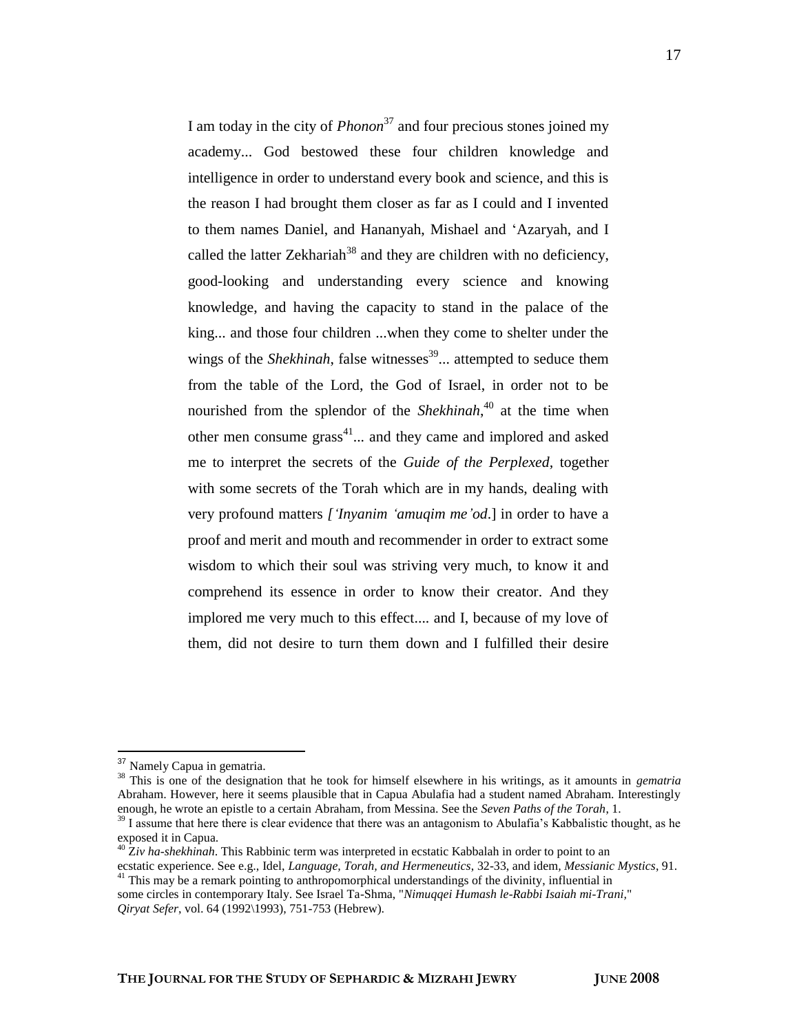> I am today in the city of *Phonon*[37] and four precious stones joined my academy... God bestowed these four children knowledge and intelligence in order to understand every book and science, and this is the reason I had brought them closer as far as I could and I invented to them names Daniel, and Hananyah, Mishael and 'Azaryah, and I called the latter Zekhariah[38] and they are children with no deficiency, good-looking and understanding every science and knowing knowledge, and having the capacity to stand in the palace of the king... and those four children ...when they come to shelter under the wings of the *Shekhinah*, false witnesses[39]... attempted to seduce them from the table of the Lord, the God of Israel, in order not to be nourished from the splendor of the *Shekhinah*,[40] at the time when other men consume grass[41]... and they came and implored and asked me to interpret the secrets of the *Guide of the Perplexed*, together with some secrets of the Torah which are in my hands, dealing with very profound matters *['Inyanim 'amuqim me'od*.] in order to have a proof and merit and mouth and recommender in order to extract some wisdom to which their soul was striving very much, to know it and comprehend its essence in order to know their creator. And they implored me very much to this effect.... and I, because of my love of them, did not desire to turn them down and I fulfilled their desire

---

[37] Namely Capua in gematria.

[38] This is one of the designation that he took for himself elsewhere in his writings, as it amounts in *gematria* Abraham. However, here it seems plausible that in Capua Abulafia had a student named Abraham. Interestingly enough, he wrote an epistle to a certain Abraham, from Messina. See the *Seven Paths of the Torah*, 1.

[39] I assume that here there is clear evidence that there was an antagonism to Abulafia's Kabbalistic thought, as he exposed it in Capua.

[40] *Ziv ha-shekhinah*. This Rabbinic term was interpreted in ecstatic Kabbalah in order to point to an ecstatic experience. See e.g., Idel, *Language, Torah, and Hermeneutics*, 32-33, and idem, *Messianic Mystics*, 91.

[41] This may be a remark pointing to anthropomorphical understandings of the divinity, influential in some circles in contemporary Italy. See Israel Ta-Shma, "*Nimuqqei Humash le-Rabbi Isaiah mi-Trani*," *Qiryat Sefer*, vol. 64 (1992\1993), 751-753 (Hebrew).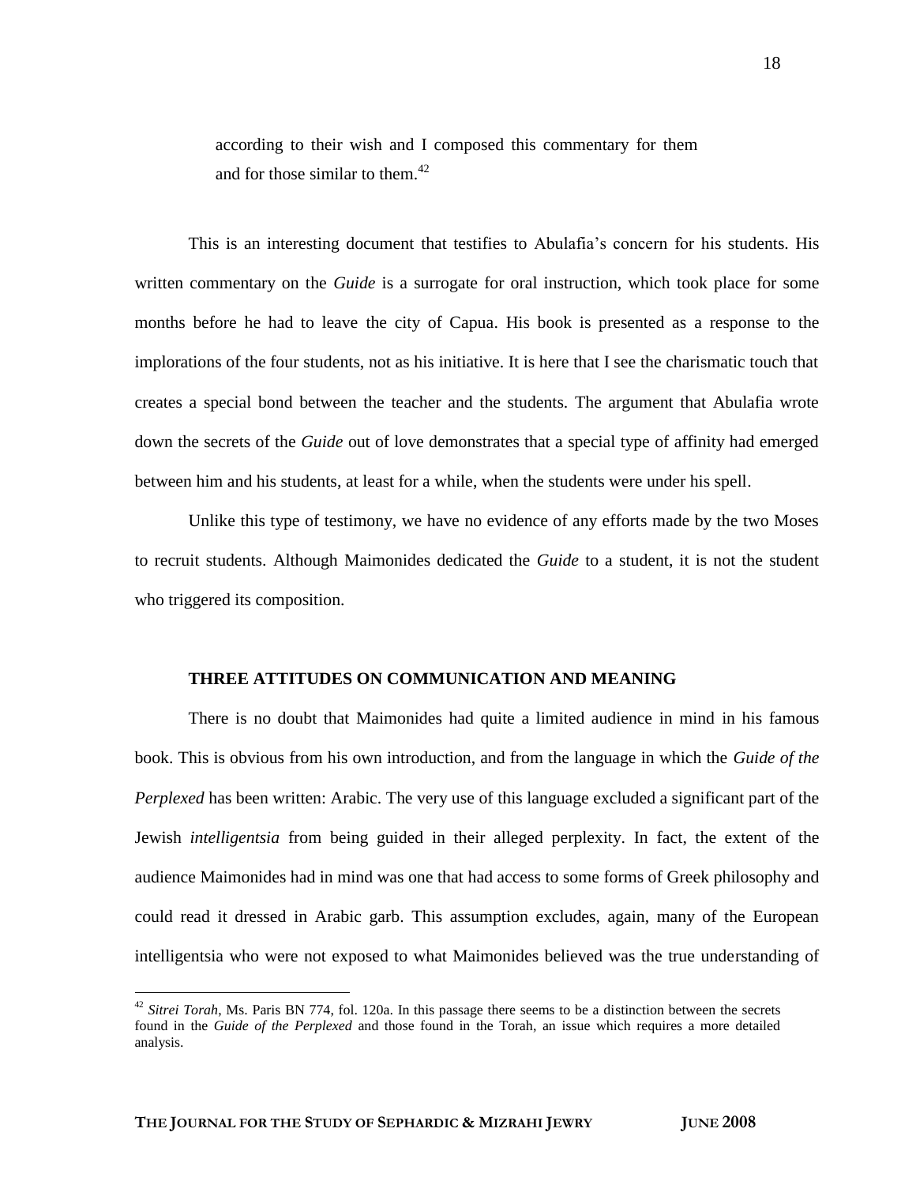> according to their wish and I composed this commentary for them and for those similar to them.[42]

This is an interesting document that testifies to Abulafia's concern for his students. His written commentary on the *Guide* is a surrogate for oral instruction, which took place for some months before he had to leave the city of Capua. His book is presented as a response to the implorations of the four students, not as his initiative. It is here that I see the charismatic touch that creates a special bond between the teacher and the students. The argument that Abulafia wrote down the secrets of the *Guide* out of love demonstrates that a special type of affinity had emerged between him and his students, at least for a while, when the students were under his spell.

Unlike this type of testimony, we have no evidence of any efforts made by the two Moses to recruit students. Although Maimonides dedicated the *Guide* to a student, it is not the student who triggered its composition.

## THREE ATTITUDES ON COMMUNICATION AND MEANING

There is no doubt that Maimonides had quite a limited audience in mind in his famous book. This is obvious from his own introduction, and from the language in which the *Guide of the Perplexed* has been written: Arabic. The very use of this language excluded a significant part of the Jewish *intelligentsia* from being guided in their alleged perplexity. In fact, the extent of the audience Maimonides had in mind was one that had access to some forms of Greek philosophy and could read it dressed in Arabic garb. This assumption excludes, again, many of the European intelligentsia who were not exposed to what Maimonides believed was the true understanding of

---

[42] *Sitrei Torah*, Ms. Paris BN 774, fol. 120a. In this passage there seems to be a distinction between the secrets found in the *Guide of the Perplexed* and those found in the Torah, an issue which requires a more detailed analysis.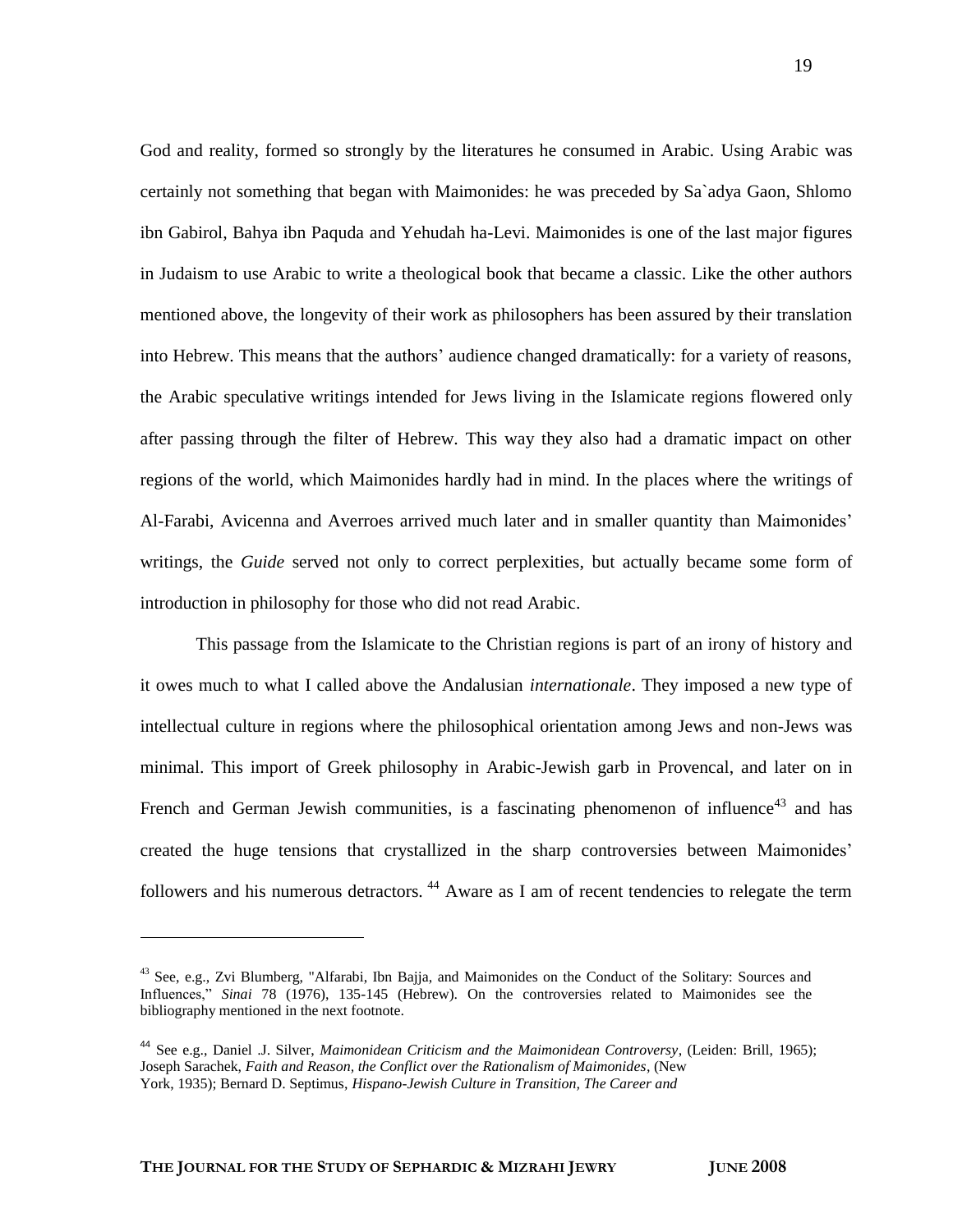God and reality, formed so strongly by the literatures he consumed in Arabic. Using Arabic was certainly not something that began with Maimonides: he was preceded by Sa`adya Gaon, Shlomo ibn Gabirol, Bahya ibn Paquda and Yehudah ha-Levi. Maimonides is one of the last major figures in Judaism to use Arabic to write a theological book that became a classic. Like the other authors mentioned above, the longevity of their work as philosophers has been assured by their translation into Hebrew. This means that the authors' audience changed dramatically: for a variety of reasons, the Arabic speculative writings intended for Jews living in the Islamicate regions flowered only after passing through the filter of Hebrew. This way they also had a dramatic impact on other regions of the world, which Maimonides hardly had in mind. In the places where the writings of Al-Farabi, Avicenna and Averroes arrived much later and in smaller quantity than Maimonides' writings, the *Guide* served not only to correct perplexities, but actually became some form of introduction in philosophy for those who did not read Arabic.

This passage from the Islamicate to the Christian regions is part of an irony of history and it owes much to what I called above the Andalusian *internationale*. They imposed a new type of intellectual culture in regions where the philosophical orientation among Jews and non-Jews was minimal. This import of Greek philosophy in Arabic-Jewish garb in Provencal, and later on in French and German Jewish communities, is a fascinating phenomenon of influence[43] and has created the huge tensions that crystallized in the sharp controversies between Maimonides' followers and his numerous detractors. [44] Aware as I am of recent tendencies to relegate the term

---

[43] See, e.g., Zvi Blumberg, "Alfarabi, Ibn Bajja, and Maimonides on the Conduct of the Solitary: Sources and Influences," *Sinai* 78 (1976), 135-145 (Hebrew). On the controversies related to Maimonides see the bibliography mentioned in the next footnote.

[44] See e.g., Daniel .J. Silver, *Maimonidean Criticism and the Maimonidean Controversy*, (Leiden: Brill, 1965); Joseph Sarachek, *Faith and Reason, the Conflict over the Rationalism of Maimonides*, (New York, 1935); Bernard D. Septimus, *Hispano-Jewish Culture in Transition, The Career and*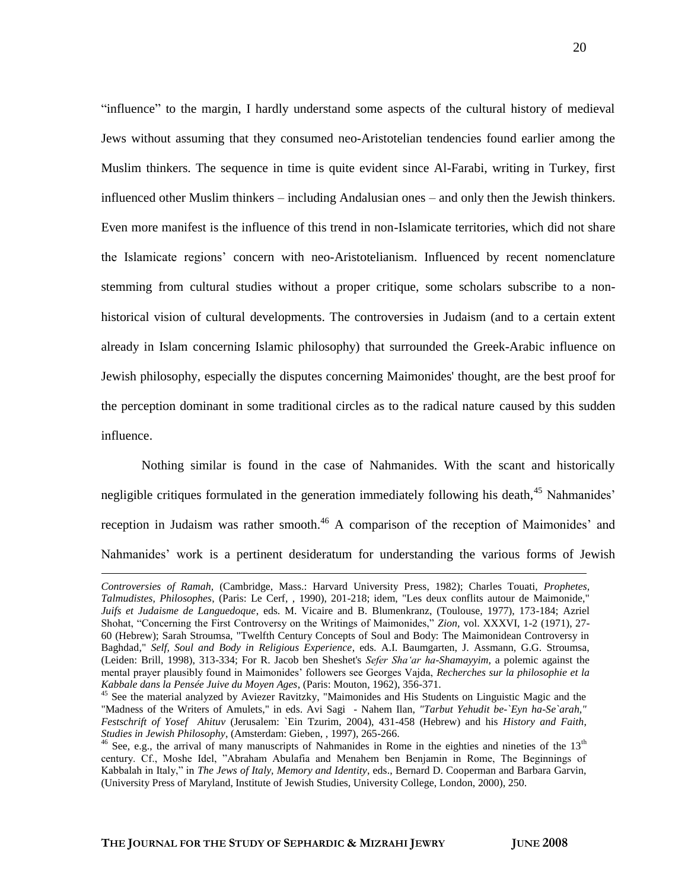"influence" to the margin, I hardly understand some aspects of the cultural history of medieval Jews without assuming that they consumed neo-Aristotelian tendencies found earlier among the Muslim thinkers. The sequence in time is quite evident since Al-Farabi, writing in Turkey, first influenced other Muslim thinkers – including Andalusian ones – and only then the Jewish thinkers. Even more manifest is the influence of this trend in non-Islamicate territories, which did not share the Islamicate regions' concern with neo-Aristotelianism. Influenced by recent nomenclature stemming from cultural studies without a proper critique, some scholars subscribe to a non-historical vision of cultural developments. The controversies in Judaism (and to a certain extent already in Islam concerning Islamic philosophy) that surrounded the Greek-Arabic influence on Jewish philosophy, especially the disputes concerning Maimonides' thought, are the best proof for the perception dominant in some traditional circles as to the radical nature caused by this sudden influence.

Nothing similar is found in the case of Nahmanides. With the scant and historically negligible critiques formulated in the generation immediately following his death,[45] Nahmanides' reception in Judaism was rather smooth.[46] A comparison of the reception of Maimonides' and Nahmanides' work is a pertinent desideratum for understanding the various forms of Jewish

---

*Controversies of Ramah,* (Cambridge, Mass.: Harvard University Press, 1982); Charles Touati, *Prophetes, Talmudistes, Philosophes*, (Paris: Le Cerf, , 1990), 201-218; idem, "Les deux conflits autour de Maimonide," *Juifs et Judaisme de Languedoque*, eds. M. Vicaire and B. Blumenkranz, (Toulouse, 1977), 173-184; Azriel Shohat, "Concerning the First Controversy on the Writings of Maimonides," *Zion*, vol. XXXVI, 1-2 (1971), 27-60 (Hebrew); Sarah Stroumsa, "Twelfth Century Concepts of Soul and Body: The Maimonidean Controversy in Baghdad," *Self, Soul and Body in Religious Experience*, eds. A.I. Baumgarten, J. Assmann, G.G. Stroumsa, (Leiden: Brill, 1998), 313-334; For R. Jacob ben Sheshet's *Sefer Sha'ar ha-Shamayyim*, a polemic against the mental prayer plausibly found in Maimonides' followers see Georges Vajda, *Recherches sur la philosophie et la Kabbale dans la Pensée Juive du Moyen Ages*, (Paris: Mouton, 1962), 356-371.

[45] See the material analyzed by Aviezer Ravitzky, "Maimonides and His Students on Linguistic Magic and the "Madness of the Writers of Amulets," in eds. Avi Sagi - Nahem Ilan, *"Tarbut Yehudit be-`Eyn ha-Se`arah," Festschrift of Yosef Ahituv* (Jerusalem: `Ein Tzurim, 2004), 431-458 (Hebrew) and his *History and Faith, Studies in Jewish Philosophy*, (Amsterdam: Gieben, , 1997), 265-266.

[46] See, e.g., the arrival of many manuscripts of Nahmanides in Rome in the eighties and nineties of the 13[th] century. Cf., Moshe Idel, "Abraham Abulafia and Menahem ben Benjamin in Rome, The Beginnings of Kabbalah in Italy," in *The Jews of Italy, Memory and Identity*, eds., Bernard D. Cooperman and Barbara Garvin, (University Press of Maryland, Institute of Jewish Studies, University College, London, 2000), 250.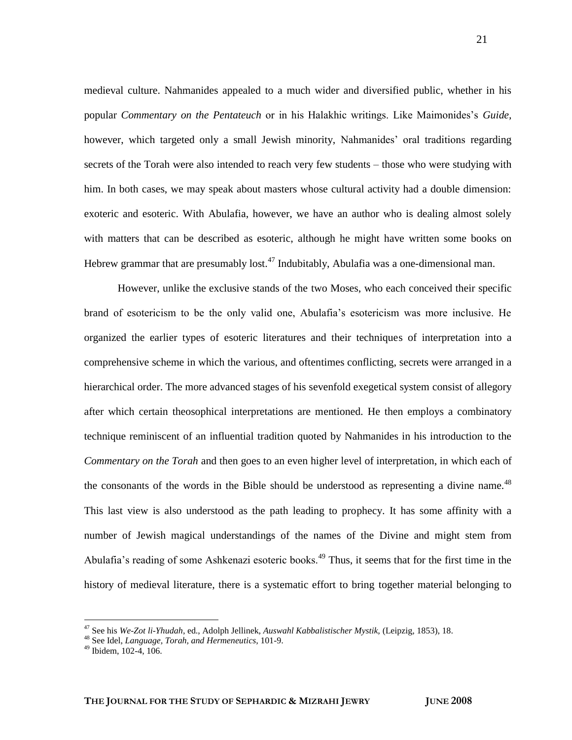medieval culture. Nahmanides appealed to a much wider and diversified public, whether in his popular *Commentary on the Pentateuch* or in his Halakhic writings. Like Maimonides's *Guide*, however, which targeted only a small Jewish minority, Nahmanides' oral traditions regarding secrets of the Torah were also intended to reach very few students – those who were studying with him. In both cases, we may speak about masters whose cultural activity had a double dimension: exoteric and esoteric. With Abulafia, however, we have an author who is dealing almost solely with matters that can be described as esoteric, although he might have written some books on Hebrew grammar that are presumably lost.[47] Indubitably, Abulafia was a one-dimensional man.

However, unlike the exclusive stands of the two Moses, who each conceived their specific brand of esotericism to be the only valid one, Abulafia's esotericism was more inclusive. He organized the earlier types of esoteric literatures and their techniques of interpretation into a comprehensive scheme in which the various, and oftentimes conflicting, secrets were arranged in a hierarchical order. The more advanced stages of his sevenfold exegetical system consist of allegory after which certain theosophical interpretations are mentioned. He then employs a combinatory technique reminiscent of an influential tradition quoted by Nahmanides in his introduction to the *Commentary on the Torah* and then goes to an even higher level of interpretation, in which each of the consonants of the words in the Bible should be understood as representing a divine name.[48] This last view is also understood as the path leading to prophecy. It has some affinity with a number of Jewish magical understandings of the names of the Divine and might stem from Abulafia's reading of some Ashkenazi esoteric books.[49] Thus, it seems that for the first time in the history of medieval literature, there is a systematic effort to bring together material belonging to

---

[47] See his *We-Zot li-Yhudah*, ed., Adolph Jellinek, *Auswahl Kabbalistischer Mystik*, (Leipzig, 1853), 18.

[48] See Idel, *Language, Torah, and Hermeneutics*, 101-9.

[49] Ibidem, 102-4, 106.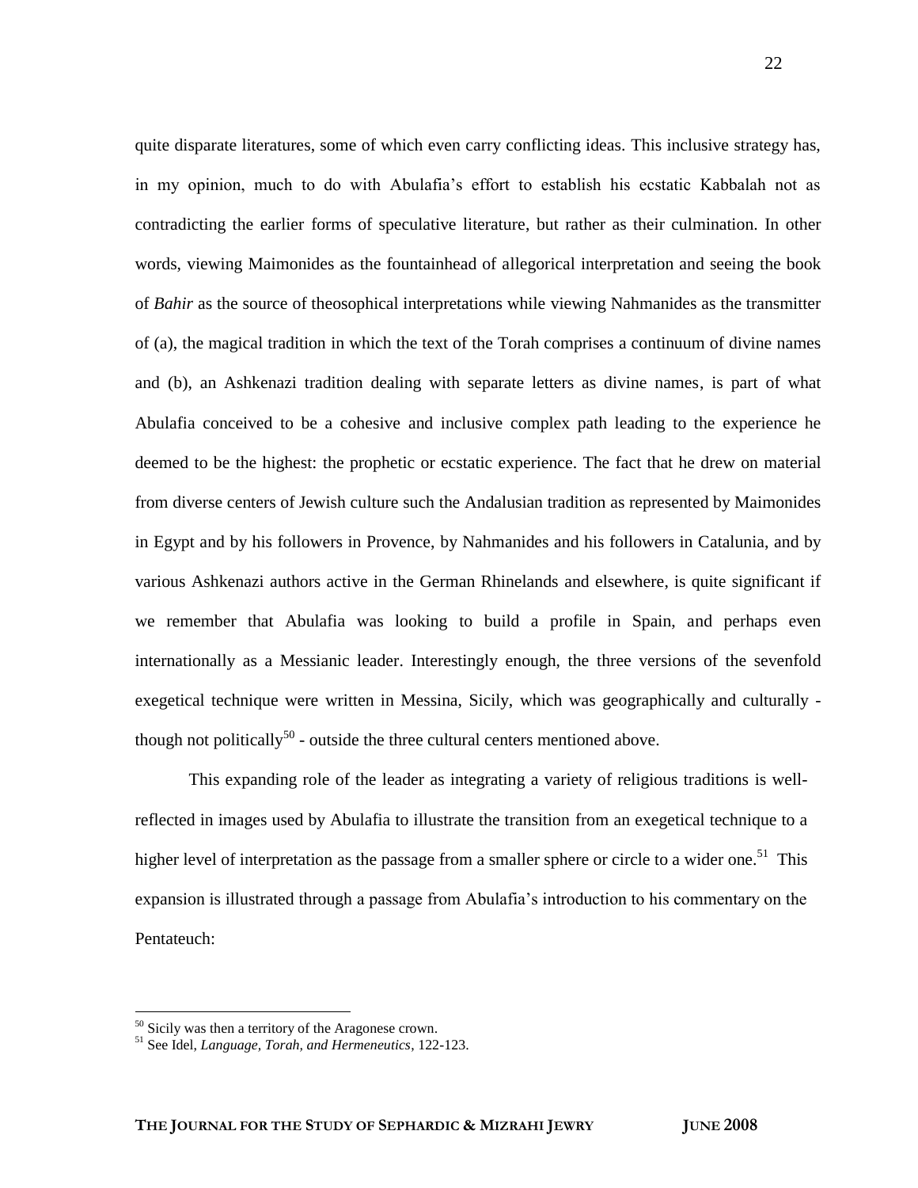quite disparate literatures, some of which even carry conflicting ideas. This inclusive strategy has, in my opinion, much to do with Abulafia's effort to establish his ecstatic Kabbalah not as contradicting the earlier forms of speculative literature, but rather as their culmination. In other words, viewing Maimonides as the fountainhead of allegorical interpretation and seeing the book of *Bahir* as the source of theosophical interpretations while viewing Nahmanides as the transmitter of (a), the magical tradition in which the text of the Torah comprises a continuum of divine names and (b), an Ashkenazi tradition dealing with separate letters as divine names, is part of what Abulafia conceived to be a cohesive and inclusive complex path leading to the experience he deemed to be the highest: the prophetic or ecstatic experience. The fact that he drew on material from diverse centers of Jewish culture such the Andalusian tradition as represented by Maimonides in Egypt and by his followers in Provence, by Nahmanides and his followers in Catalunia, and by various Ashkenazi authors active in the German Rhinelands and elsewhere, is quite significant if we remember that Abulafia was looking to build a profile in Spain, and perhaps even internationally as a Messianic leader. Interestingly enough, the three versions of the sevenfold exegetical technique were written in Messina, Sicily, which was geographically and culturally - though not politically[50] - outside the three cultural centers mentioned above.

This expanding role of the leader as integrating a variety of religious traditions is well-reflected in images used by Abulafia to illustrate the transition from an exegetical technique to a higher level of interpretation as the passage from a smaller sphere or circle to a wider one.[51] This expansion is illustrated through a passage from Abulafia's introduction to his commentary on the Pentateuch:

---

[50] Sicily was then a territory of the Aragonese crown.

[51] See Idel, *Language, Torah, and Hermeneutics*, 122-123.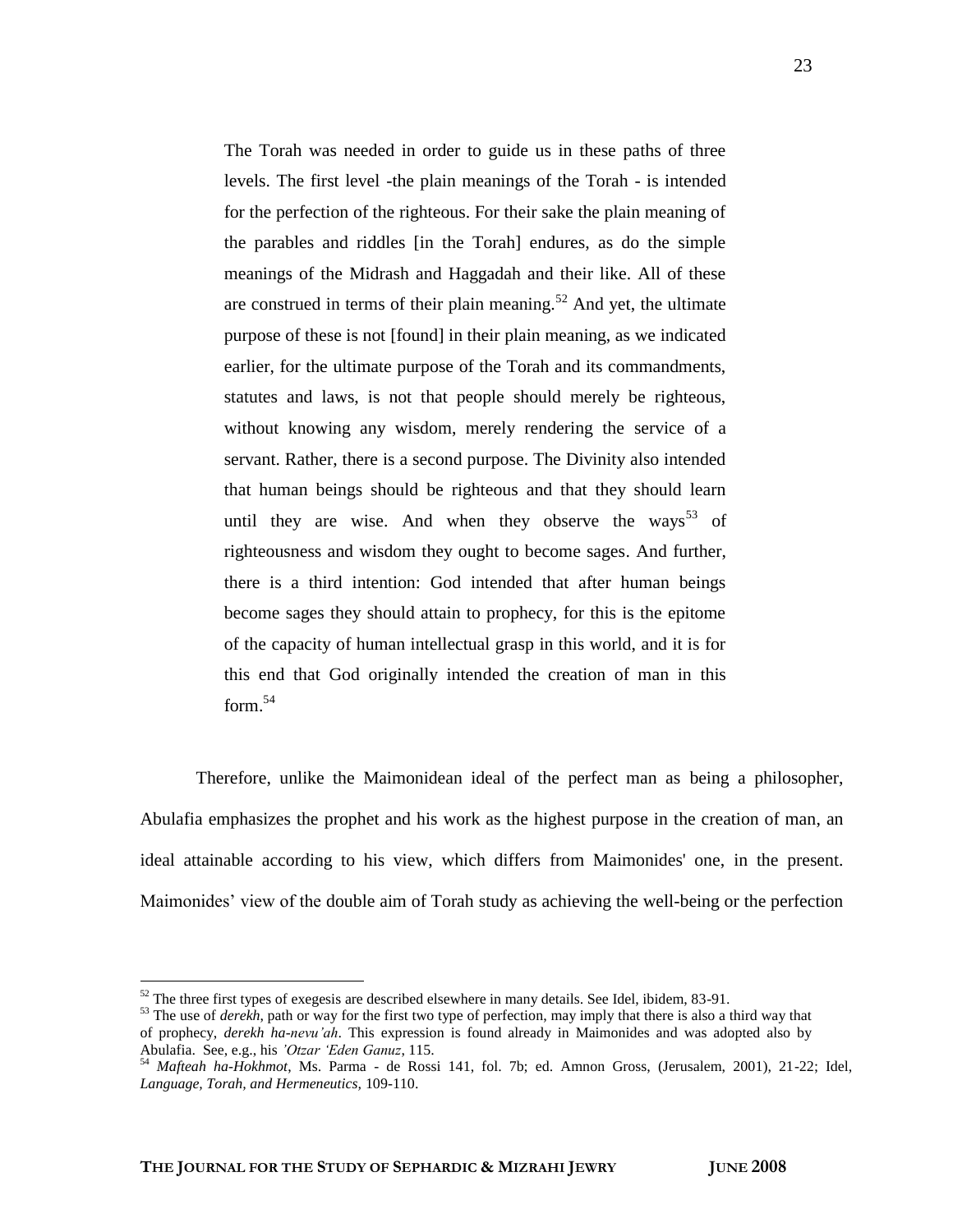> The Torah was needed in order to guide us in these paths of three levels. The first level -the plain meanings of the Torah - is intended for the perfection of the righteous. For their sake the plain meaning of the parables and riddles [in the Torah] endures, as do the simple meanings of the Midrash and Haggadah and their like. All of these are construed in terms of their plain meaning.[52] And yet, the ultimate purpose of these is not [found] in their plain meaning, as we indicated earlier, for the ultimate purpose of the Torah and its commandments, statutes and laws, is not that people should merely be righteous, without knowing any wisdom, merely rendering the service of a servant. Rather, there is a second purpose. The Divinity also intended that human beings should be righteous and that they should learn until they are wise. And when they observe the ways[53] of righteousness and wisdom they ought to become sages. And further, there is a third intention: God intended that after human beings become sages they should attain to prophecy, for this is the epitome of the capacity of human intellectual grasp in this world, and it is for this end that God originally intended the creation of man in this form.[54]

Therefore, unlike the Maimonidean ideal of the perfect man as being a philosopher, Abulafia emphasizes the prophet and his work as the highest purpose in the creation of man, an ideal attainable according to his view, which differs from Maimonides' one, in the present. Maimonides' view of the double aim of Torah study as achieving the well-being or the perfection

---

[52] The three first types of exegesis are described elsewhere in many details. See Idel, ibidem, 83-91.

[53] The use of *derekh*, path or way for the first two type of perfection, may imply that there is also a third way that of prophecy, *derekh ha-nevu'ah*. This expression is found already in Maimonides and was adopted also by Abulafia. See, e.g., his *'Otzar 'Eden Ganuz*, 115.

[54] *Mafteah ha-Hokhmot*, Ms. Parma - de Rossi 141, fol. 7b; ed. Amnon Gross, (Jerusalem, 2001), 21-22; Idel, *Language, Torah, and Hermeneutics,* 109-110.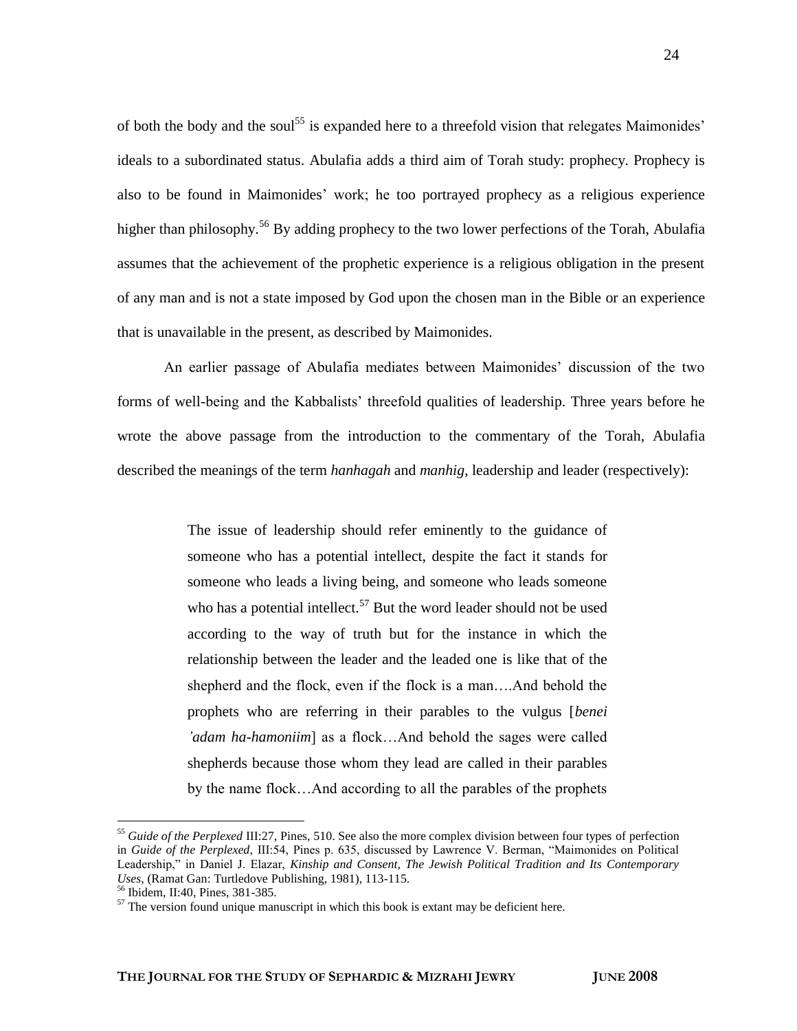of both the body and the soul[55] is expanded here to a threefold vision that relegates Maimonides' ideals to a subordinated status. Abulafia adds a third aim of Torah study: prophecy. Prophecy is also to be found in Maimonides' work; he too portrayed prophecy as a religious experience higher than philosophy.[56] By adding prophecy to the two lower perfections of the Torah, Abulafia assumes that the achievement of the prophetic experience is a religious obligation in the present of any man and is not a state imposed by God upon the chosen man in the Bible or an experience that is unavailable in the present, as described by Maimonides.

An earlier passage of Abulafia mediates between Maimonides' discussion of the two forms of well-being and the Kabbalists' threefold qualities of leadership. Three years before he wrote the above passage from the introduction to the commentary of the Torah, Abulafia described the meanings of the term *hanhagah* and *manhig*, leadership and leader (respectively):

> The issue of leadership should refer eminently to the guidance of someone who has a potential intellect, despite the fact it stands for someone who leads a living being, and someone who leads someone who has a potential intellect.[57] But the word leader should not be used according to the way of truth but for the instance in which the relationship between the leader and the leaded one is like that of the shepherd and the flock, even if the flock is a man….And behold the prophets who are referring in their parables to the vulgus [*benei 'adam ha-hamoniim*] as a flock…And behold the sages were called shepherds because those whom they lead are called in their parables by the name flock…And according to all the parables of the prophets

---

[55] *Guide of the Perplexed* III:27, Pines, 510. See also the more complex division between four types of perfection in *Guide of the Perplexed*, III:54, Pines p. 635, discussed by Lawrence V. Berman, "Maimonides on Political Leadership," in Daniel J. Elazar, *Kinship and Consent, The Jewish Political Tradition and Its Contemporary Uses*, (Ramat Gan: Turtledove Publishing, 1981), 113-115.

[56] Ibidem, II:40, Pines, 381-385.

[57] The version found unique manuscript in which this book is extant may be deficient here.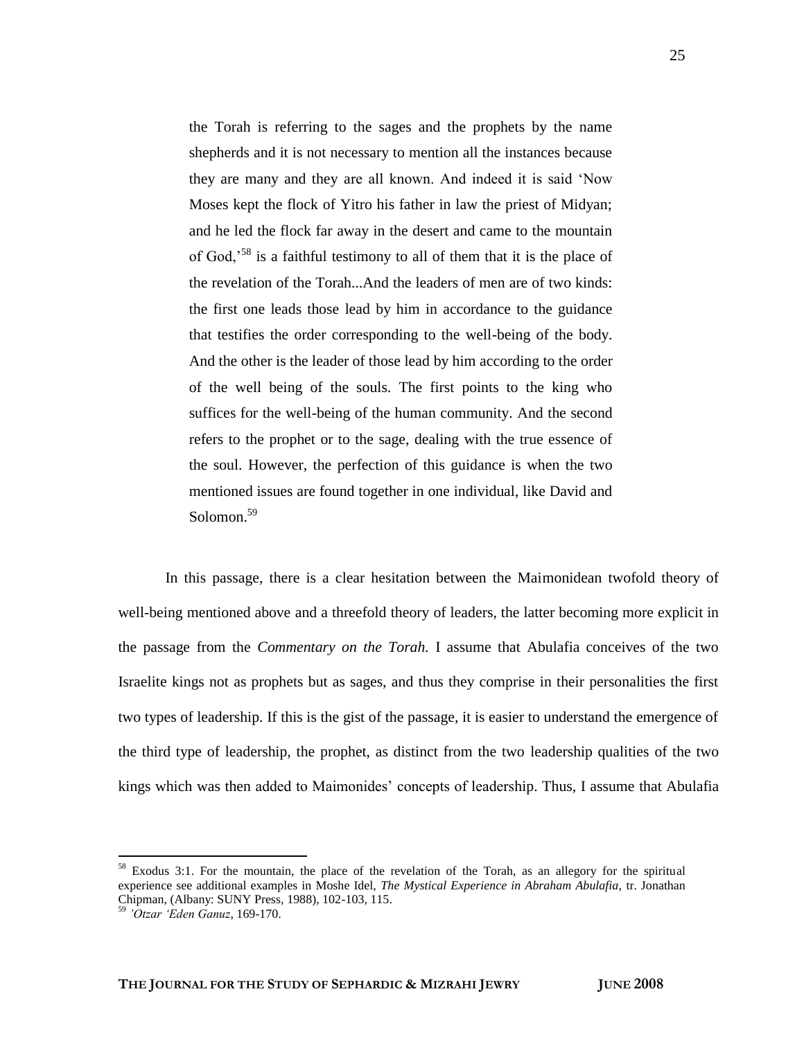> the Torah is referring to the sages and the prophets by the name shepherds and it is not necessary to mention all the instances because they are many and they are all known. And indeed it is said 'Now Moses kept the flock of Yitro his father in law the priest of Midyan; and he led the flock far away in the desert and came to the mountain of God,'[58] is a faithful testimony to all of them that it is the place of the revelation of the Torah...And the leaders of men are of two kinds: the first one leads those lead by him in accordance to the guidance that testifies the order corresponding to the well-being of the body. And the other is the leader of those lead by him according to the order of the well being of the souls. The first points to the king who suffices for the well-being of the human community. And the second refers to the prophet or to the sage, dealing with the true essence of the soul. However, the perfection of this guidance is when the two mentioned issues are found together in one individual, like David and Solomon.[59]

In this passage, there is a clear hesitation between the Maimonidean twofold theory of well-being mentioned above and a threefold theory of leaders, the latter becoming more explicit in the passage from the *Commentary on the Torah.* I assume that Abulafia conceives of the two Israelite kings not as prophets but as sages, and thus they comprise in their personalities the first two types of leadership. If this is the gist of the passage, it is easier to understand the emergence of the third type of leadership, the prophet, as distinct from the two leadership qualities of the two kings which was then added to Maimonides' concepts of leadership. Thus, I assume that Abulafia

---

[58] Exodus 3:1. For the mountain, the place of the revelation of the Torah, as an allegory for the spiritual experience see additional examples in Moshe Idel, *The Mystical Experience in Abraham Abulafia*, tr. Jonathan Chipman, (Albany: SUNY Press, 1988), 102-103, 115.

[59] *'Otzar 'Eden Ganuz*, 169-170.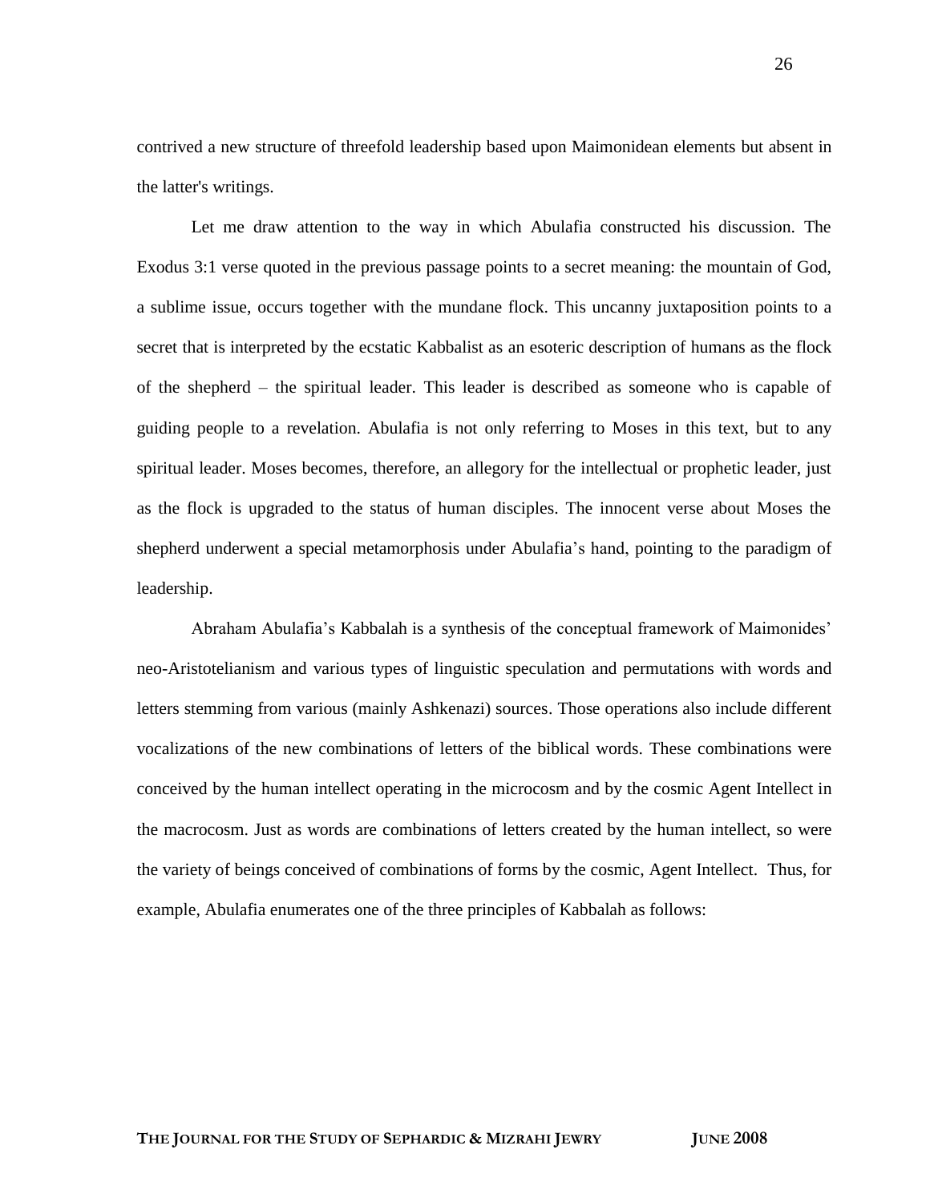contrived a new structure of threefold leadership based upon Maimonidean elements but absent in the latter's writings.

Let me draw attention to the way in which Abulafia constructed his discussion. The Exodus 3:1 verse quoted in the previous passage points to a secret meaning: the mountain of God, a sublime issue, occurs together with the mundane flock. This uncanny juxtaposition points to a secret that is interpreted by the ecstatic Kabbalist as an esoteric description of humans as the flock of the shepherd – the spiritual leader. This leader is described as someone who is capable of guiding people to a revelation. Abulafia is not only referring to Moses in this text, but to any spiritual leader. Moses becomes, therefore, an allegory for the intellectual or prophetic leader, just as the flock is upgraded to the status of human disciples. The innocent verse about Moses the shepherd underwent a special metamorphosis under Abulafia's hand, pointing to the paradigm of leadership.

Abraham Abulafia's Kabbalah is a synthesis of the conceptual framework of Maimonides' neo-Aristotelianism and various types of linguistic speculation and permutations with words and letters stemming from various (mainly Ashkenazi) sources. Those operations also include different vocalizations of the new combinations of letters of the biblical words. These combinations were conceived by the human intellect operating in the microcosm and by the cosmic Agent Intellect in the macrocosm. Just as words are combinations of letters created by the human intellect, so were the variety of beings conceived of combinations of forms by the cosmic, Agent Intellect. Thus, for example, Abulafia enumerates one of the three principles of Kabbalah as follows: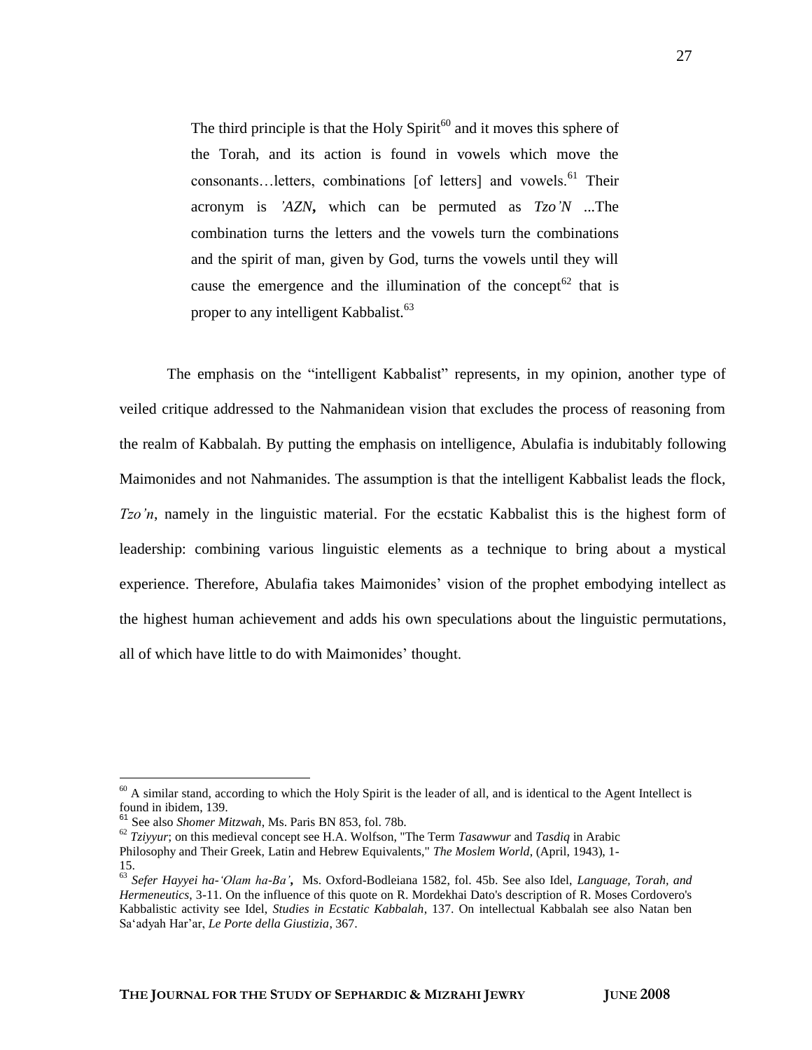> The third principle is that the Holy Spirit[60] and it moves this sphere of the Torah, and its action is found in vowels which move the consonants…letters, combinations [of letters] and vowels.[61] Their acronym is ***'AZN*,** which can be permuted as *Tzo'N* ...The combination turns the letters and the vowels turn the combinations and the spirit of man, given by God, turns the vowels until they will cause the emergence and the illumination of the concept[62] that is proper to any intelligent Kabbalist.[63]

The emphasis on the "intelligent Kabbalist" represents, in my opinion, another type of veiled critique addressed to the Nahmanidean vision that excludes the process of reasoning from the realm of Kabbalah. By putting the emphasis on intelligence, Abulafia is indubitably following Maimonides and not Nahmanides. The assumption is that the intelligent Kabbalist leads the flock, *Tzo'n*, namely in the linguistic material. For the ecstatic Kabbalist this is the highest form of leadership: combining various linguistic elements as a technique to bring about a mystical experience. Therefore, Abulafia takes Maimonides' vision of the prophet embodying intellect as the highest human achievement and adds his own speculations about the linguistic permutations, all of which have little to do with Maimonides' thought.

---

[60] A similar stand, according to which the Holy Spirit is the leader of all, and is identical to the Agent Intellect is found in ibidem, 139.

[61] See also *Shomer Mitzwah*, Ms. Paris BN 853, fol. 78b.

[62] *Tziyyur*; on this medieval concept see H.A. Wolfson, "The Term *Tasawwur* and *Tasdiq* in Arabic Philosophy and Their Greek, Latin and Hebrew Equivalents," *The Moslem World*, (April, 1943), 1-15.

[63] *Sefer Hayyei ha-'Olam ha-Ba'***,** Ms. Oxford-Bodleiana 1582, fol. 45b. See also Idel, *Language, Torah, and Hermeneutics*, 3-11. On the influence of this quote on R. Mordekhai Dato's description of R. Moses Cordovero's Kabbalistic activity see Idel, *Studies in Ecstatic Kabbalah*, 137. On intellectual Kabbalah see also Natan ben Sa'adyah Har'ar, *Le Porte della Giustizia*, 367.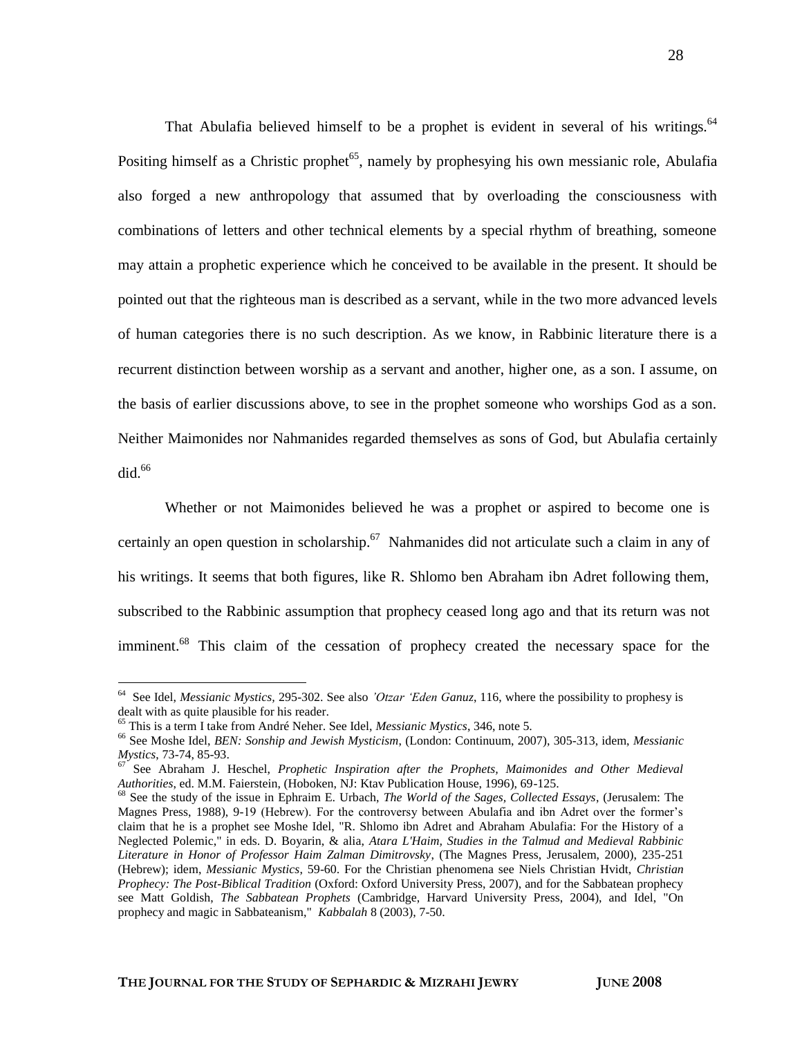That Abulafia believed himself to be a prophet is evident in several of his writings.[64] Positing himself as a Christic prophet[65], namely by prophesying his own messianic role, Abulafia also forged a new anthropology that assumed that by overloading the consciousness with combinations of letters and other technical elements by a special rhythm of breathing, someone may attain a prophetic experience which he conceived to be available in the present. It should be pointed out that the righteous man is described as a servant, while in the two more advanced levels of human categories there is no such description. As we know, in Rabbinic literature there is a recurrent distinction between worship as a servant and another, higher one, as a son. I assume, on the basis of earlier discussions above, to see in the prophet someone who worships God as a son. Neither Maimonides nor Nahmanides regarded themselves as sons of God, but Abulafia certainly did.[66]

Whether or not Maimonides believed he was a prophet or aspired to become one is certainly an open question in scholarship.[67] Nahmanides did not articulate such a claim in any of his writings. It seems that both figures, like R. Shlomo ben Abraham ibn Adret following them, subscribed to the Rabbinic assumption that prophecy ceased long ago and that its return was not imminent.[68] This claim of the cessation of prophecy created the necessary space for the

---

[64] See Idel, *Messianic Mystics*, 295-302. See also *'Otzar 'Eden Ganuz*, 116, where the possibility to prophesy is dealt with as quite plausible for his reader.

[65] This is a term I take from André Neher. See Idel, *Messianic Mystics*, 346, note 5.

[66] See Moshe Idel, *BEN: Sonship and Jewish Mysticism*, (London: Continuum, 2007), 305-313, idem, *Messianic Mystics*, 73-74, 85-93.

[67] See Abraham J. Heschel, *Prophetic Inspiration after the Prophets, Maimonides and Other Medieval Authorities*, ed. M.M. Faierstein, (Hoboken, NJ: Ktav Publication House, 1996), 69-125.

[68] See the study of the issue in Ephraim E. Urbach, *The World of the Sages, Collected Essays*, (Jerusalem: The Magnes Press, 1988), 9-19 (Hebrew). For the controversy between Abulafia and ibn Adret over the former's claim that he is a prophet see Moshe Idel, "R. Shlomo ibn Adret and Abraham Abulafia: For the History of a Neglected Polemic," in eds. D. Boyarin, & alia, *Atara L'Haim, Studies in the Talmud and Medieval Rabbinic Literature in Honor of Professor Haim Zalman Dimitrovsky*, (The Magnes Press, Jerusalem, 2000), 235-251 (Hebrew); idem, *Messianic Mystics*, 59-60. For the Christian phenomena see Niels Christian Hvidt, *Christian Prophecy: The Post-Biblical Tradition* (Oxford: Oxford University Press, 2007), and for the Sabbatean prophecy see Matt Goldish, *The Sabbatean Prophets* (Cambridge, Harvard University Press, 2004), and Idel, "On prophecy and magic in Sabbateanism," *Kabbalah* 8 (2003), 7-50.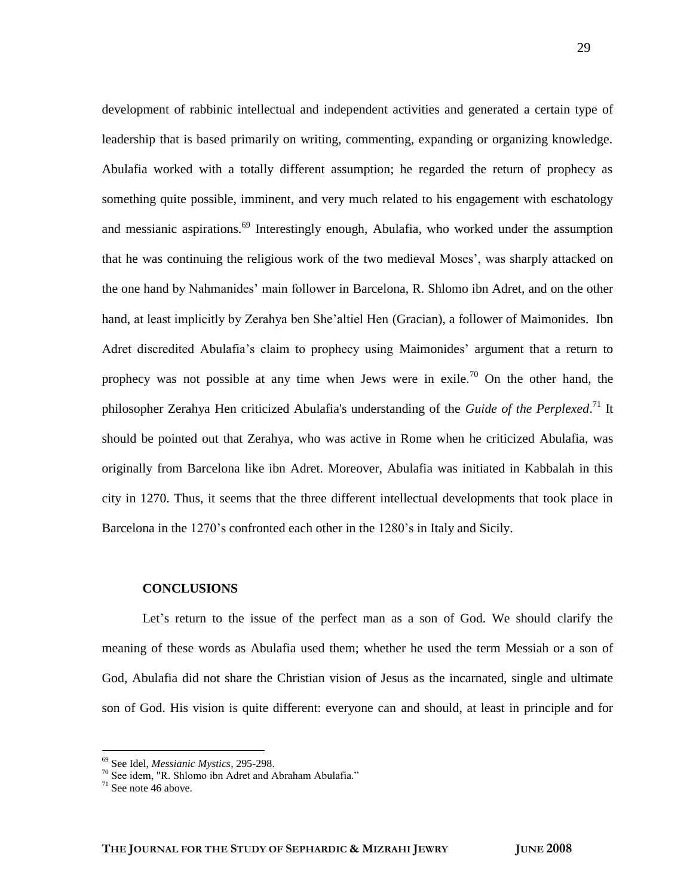development of rabbinic intellectual and independent activities and generated a certain type of leadership that is based primarily on writing, commenting, expanding or organizing knowledge. Abulafia worked with a totally different assumption; he regarded the return of prophecy as something quite possible, imminent, and very much related to his engagement with eschatology and messianic aspirations.[69] Interestingly enough, Abulafia, who worked under the assumption that he was continuing the religious work of the two medieval Moses', was sharply attacked on the one hand by Nahmanides' main follower in Barcelona, R. Shlomo ibn Adret, and on the other hand, at least implicitly by Zerahya ben She'altiel Hen (Gracian), a follower of Maimonides. Ibn Adret discredited Abulafia's claim to prophecy using Maimonides' argument that a return to prophecy was not possible at any time when Jews were in exile.[70] On the other hand, the philosopher Zerahya Hen criticized Abulafia's understanding of the *Guide of the Perplexed*.[71] It should be pointed out that Zerahya, who was active in Rome when he criticized Abulafia, was originally from Barcelona like ibn Adret. Moreover, Abulafia was initiated in Kabbalah in this city in 1270. Thus, it seems that the three different intellectual developments that took place in Barcelona in the 1270's confronted each other in the 1280's in Italy and Sicily.

## CONCLUSIONS

Let's return to the issue of the perfect man as a son of God. We should clarify the meaning of these words as Abulafia used them; whether he used the term Messiah or a son of God, Abulafia did not share the Christian vision of Jesus as the incarnated, single and ultimate son of God. His vision is quite different: everyone can and should, at least in principle and for

---

[69] See Idel, *Messianic Mystics*, 295-298.

[70] See idem, "R. Shlomo ibn Adret and Abraham Abulafia."

[71] See note 46 above.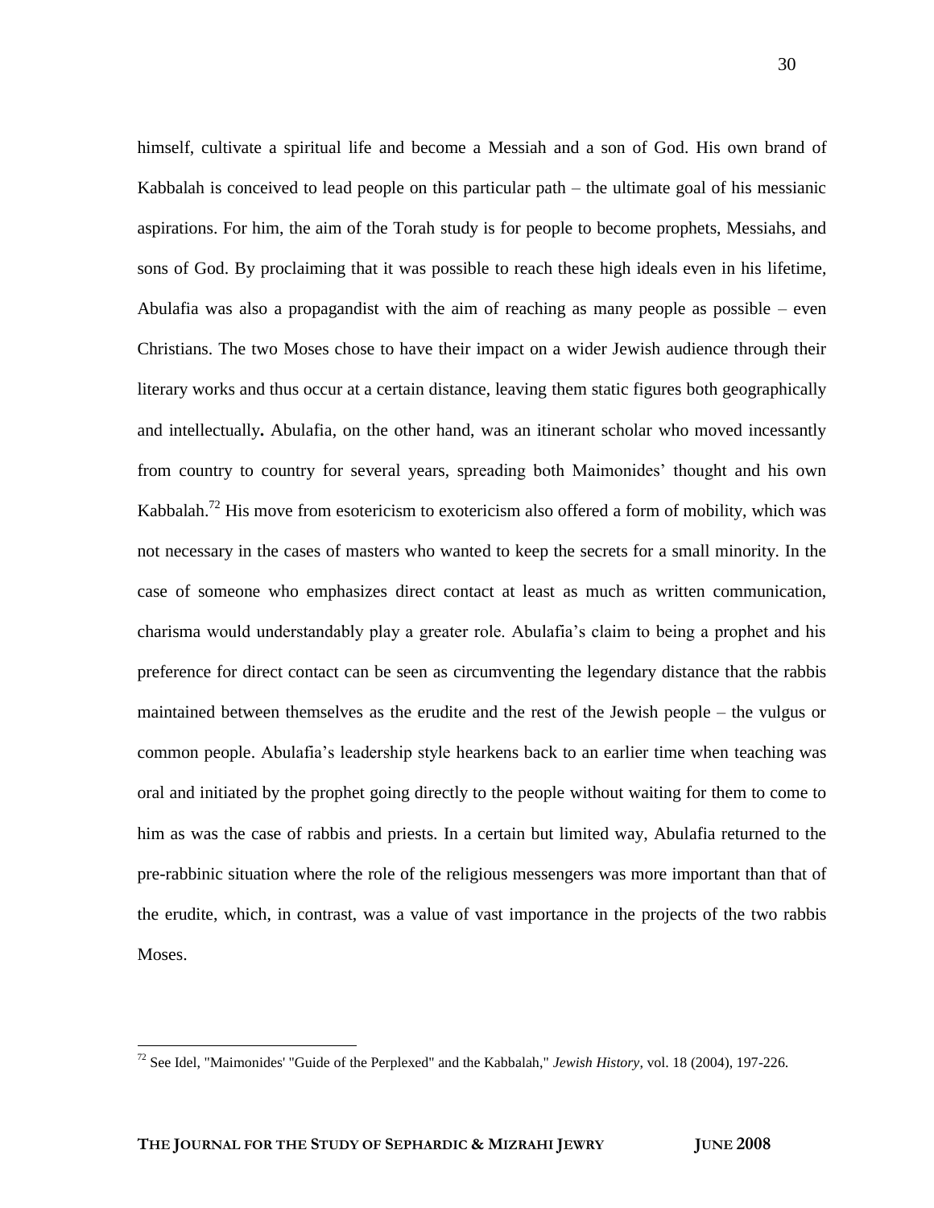himself, cultivate a spiritual life and become a Messiah and a son of God. His own brand of Kabbalah is conceived to lead people on this particular path – the ultimate goal of his messianic aspirations. For him, the aim of the Torah study is for people to become prophets, Messiahs, and sons of God. By proclaiming that it was possible to reach these high ideals even in his lifetime, Abulafia was also a propagandist with the aim of reaching as many people as possible – even Christians. The two Moses chose to have their impact on a wider Jewish audience through their literary works and thus occur at a certain distance, leaving them static figures both geographically and intellectually**.** Abulafia, on the other hand, was an itinerant scholar who moved incessantly from country to country for several years, spreading both Maimonides' thought and his own Kabbalah.[72] His move from esotericism to exotericism also offered a form of mobility, which was not necessary in the cases of masters who wanted to keep the secrets for a small minority. In the case of someone who emphasizes direct contact at least as much as written communication, charisma would understandably play a greater role. Abulafia's claim to being a prophet and his preference for direct contact can be seen as circumventing the legendary distance that the rabbis maintained between themselves as the erudite and the rest of the Jewish people – the vulgus or common people. Abulafia's leadership style hearkens back to an earlier time when teaching was oral and initiated by the prophet going directly to the people without waiting for them to come to him as was the case of rabbis and priests. In a certain but limited way, Abulafia returned to the pre-rabbinic situation where the role of the religious messengers was more important than that of the erudite, which, in contrast, was a value of vast importance in the projects of the two rabbis Moses.

---

[72] See Idel, "Maimonides' "Guide of the Perplexed" and the Kabbalah," *Jewish History*, vol. 18 (2004), 197-226.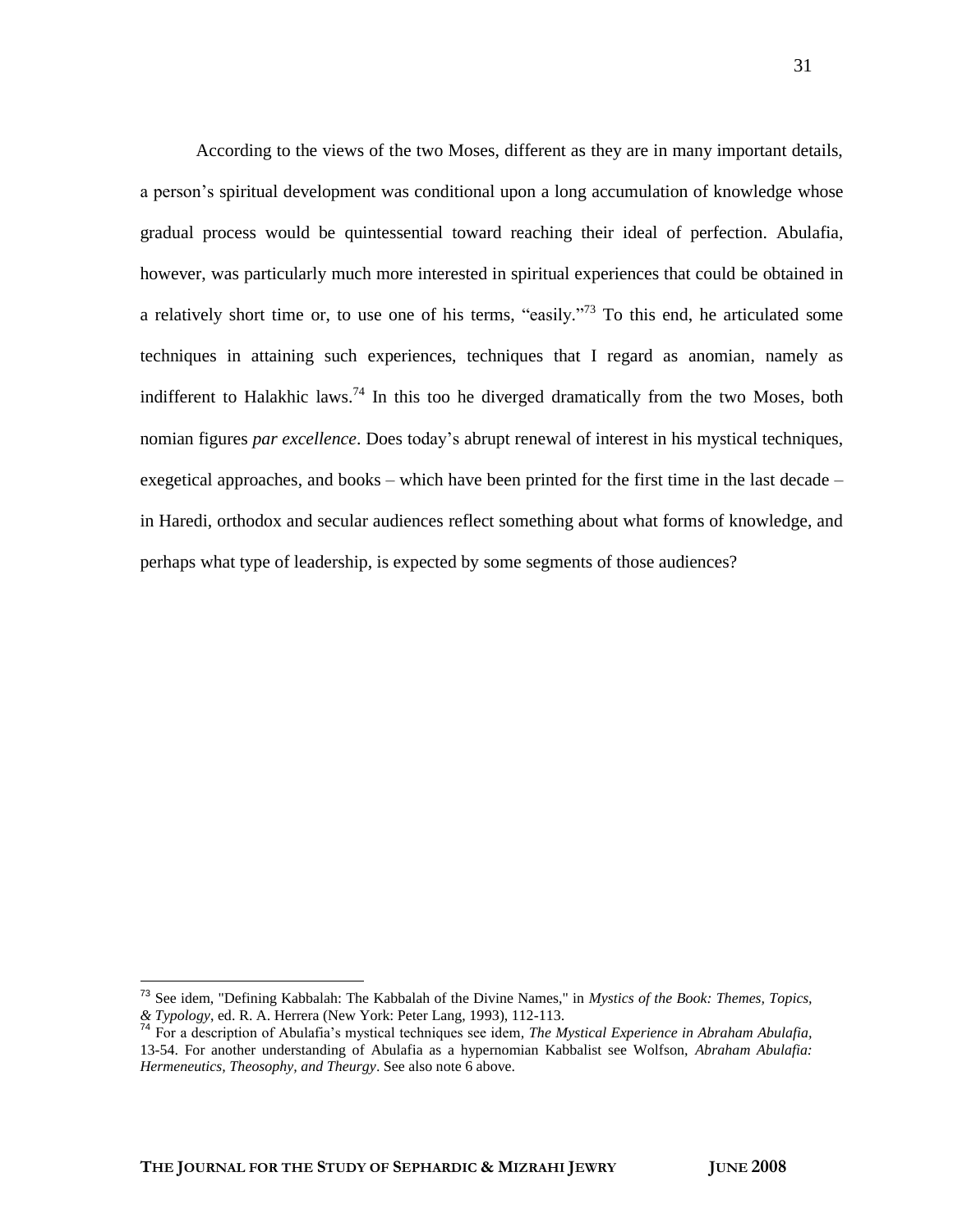According to the views of the two Moses, different as they are in many important details, a person's spiritual development was conditional upon a long accumulation of knowledge whose gradual process would be quintessential toward reaching their ideal of perfection. Abulafia, however, was particularly much more interested in spiritual experiences that could be obtained in a relatively short time or, to use one of his terms, "easily."[73] To this end, he articulated some techniques in attaining such experiences, techniques that I regard as anomian, namely as indifferent to Halakhic laws.[74] In this too he diverged dramatically from the two Moses, both nomian figures *par excellence*. Does today's abrupt renewal of interest in his mystical techniques, exegetical approaches, and books – which have been printed for the first time in the last decade – in Haredi, orthodox and secular audiences reflect something about what forms of knowledge, and perhaps what type of leadership, is expected by some segments of those audiences?

---

[73] See idem, "Defining Kabbalah: The Kabbalah of the Divine Names," in *Mystics of the Book: Themes, Topics, & Typology*, ed. R. A. Herrera (New York: Peter Lang, 1993), 112-113.

[74] For a description of Abulafia's mystical techniques see idem, *The Mystical Experience in Abraham Abulafia*, 13-54. For another understanding of Abulafia as a hypernomian Kabbalist see Wolfson, *Abraham Abulafia: Hermeneutics, Theosophy, and Theurgy*. See also note 6 above.